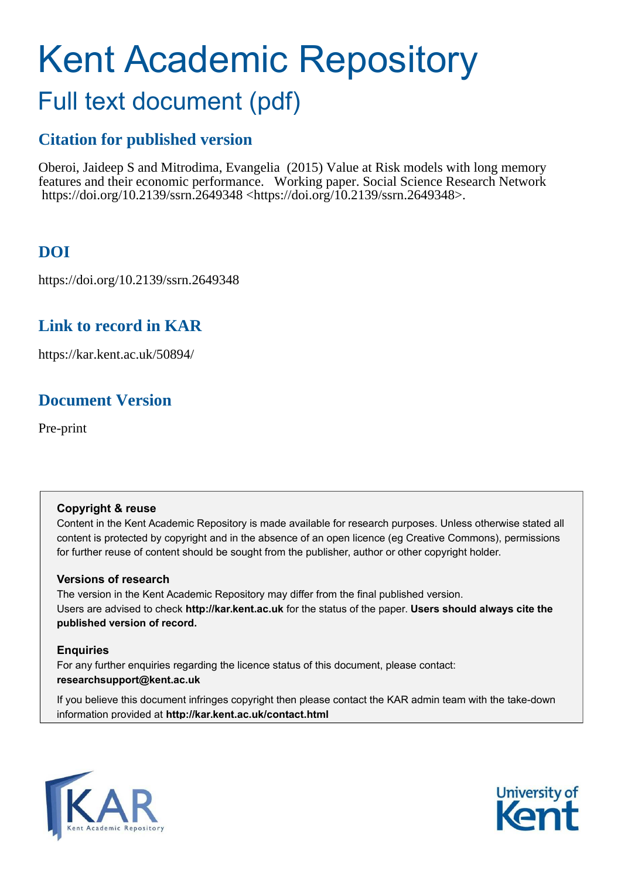# Kent Academic Repository

## Full text document (pdf)

### Citation for published version

Oberoi, Jaideep S and Mitrodima, Evangelia (2015) Value at Risk models with long memory features and their economic performance. Working paper. Social Science Research Network https://doi.org/10.2139/ssrn.2649348 <https://doi.org/10.2139/ssrn.2649348>.

### DOI

https://doi.org/10.2139/ssrn.2649348

### Link to record in KAR

https://kar.kent.ac.uk/50894/

### Document Version

Pre-print

**Copyright & reuse**

Content in the Kent Academic Repository is made available for research purposes. Unless otherwise stated all content is protected by copyright and in the absence of an open licence (eg Creative Commons), permissions for further reuse of content should be sought from the publisher, author or other copyright holder.

**Versions of research**

The version in the Kent Academic Repository may differ from the final published version. Users are advised to check **http://kar.kent.ac.uk** for the status of the paper. **Users should always cite the published version of record.**

**Enquiries**

For any further enquiries regarding the licence status of this document, please contact: **researchsupport@kent.ac.uk**

If you believe this document infringes copyright then please contact the KAR admin team with the take-down information provided at **http://kar.kent.ac.uk/contact.html**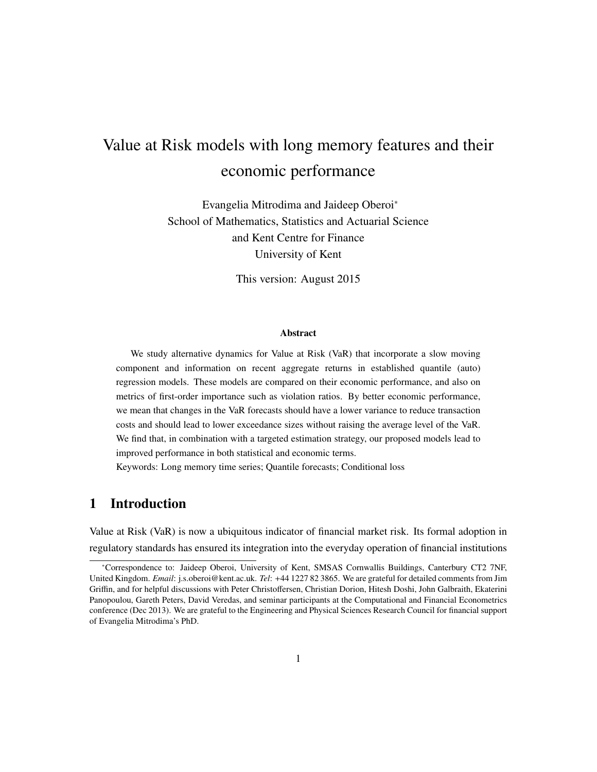# Value at Risk models with long memory features and their economic performance

Evangelia Mitrodima and Jaideep Oberoi[*]

School of Mathematics, Statistics and Actuarial Science

and Kent Centre for Finance

University of Kent

This version: August 2015

### Abstract

We study alternative dynamics for Value at Risk (VaR) that incorporate a slow moving component and information on recent aggregate returns in established quantile (auto) regression models. These models are compared on their economic performance, and also on metrics of first-order importance such as violation ratios. By better economic performance, we mean that changes in the VaR forecasts should have a lower variance to reduce transaction costs and should lead to lower exceedance sizes without raising the average level of the VaR. We find that, in combination with a targeted estimation strategy, our proposed models lead to improved performance in both statistical and economic terms.

Keywords: Long memory time series; Quantile forecasts; Conditional loss

## 1 Introduction

Value at Risk (VaR) is now a ubiquitous indicator of financial market risk. Its formal adoption in regulatory standards has ensured its integration into the everyday operation of financial institutions

[*]Correspondence to: Jaideep Oberoi, University of Kent, SMSAS Cornwallis Buildings, Canterbury CT2 7NF, United Kingdom. *Email*: j.s.oberoi@kent.ac.uk. *Tel*: +44 1227 82 3865. We are grateful for detailed comments from Jim Griffin, and for helpful discussions with Peter Christoffersen, Christian Dorion, Hitesh Doshi, John Galbraith, Ekaterini Panopoulou, Gareth Peters, David Veredas, and seminar participants at the Computational and Financial Econometrics conference (Dec 2013). We are grateful to the Engineering and Physical Sciences Research Council for financial support of Evangelia Mitrodima's PhD.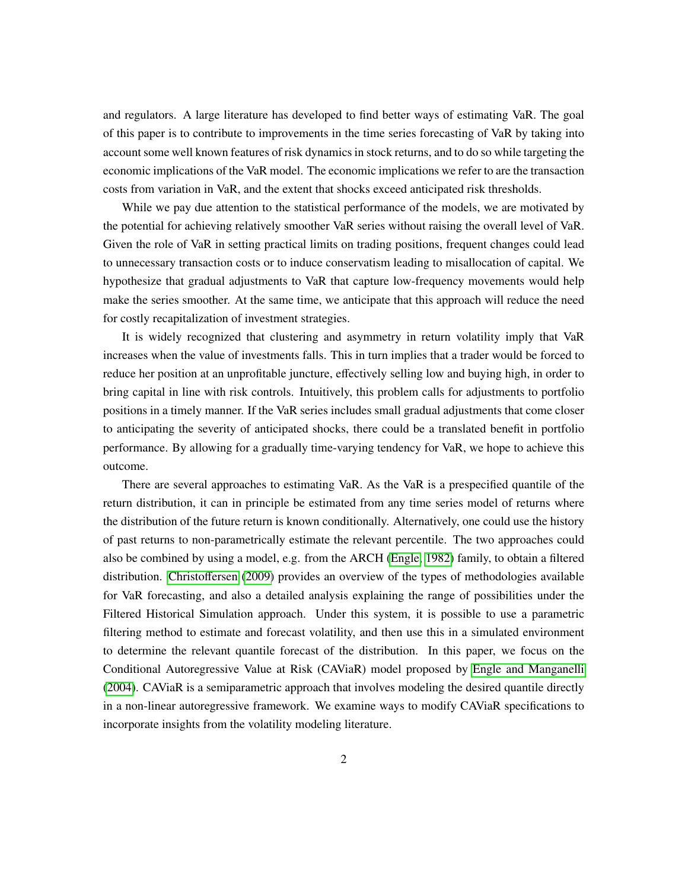and regulators. A large literature has developed to find better ways of estimating VaR. The goal of this paper is to contribute to improvements in the time series forecasting of VaR by taking into account some well known features of risk dynamics in stock returns, and to do so while targeting the economic implications of the VaR model. The economic implications we refer to are the transaction costs from variation in VaR, and the extent that shocks exceed anticipated risk thresholds.

While we pay due attention to the statistical performance of the models, we are motivated by the potential for achieving relatively smoother VaR series without raising the overall level of VaR. Given the role of VaR in setting practical limits on trading positions, frequent changes could lead to unnecessary transaction costs or to induce conservatism leading to misallocation of capital. We hypothesize that gradual adjustments to VaR that capture low-frequency movements would help make the series smoother. At the same time, we anticipate that this approach will reduce the need for costly recapitalization of investment strategies.

It is widely recognized that clustering and asymmetry in return volatility imply that VaR increases when the value of investments falls. This in turn implies that a trader would be forced to reduce her position at an unprofitable juncture, effectively selling low and buying high, in order to bring capital in line with risk controls. Intuitively, this problem calls for adjustments to portfolio positions in a timely manner. If the VaR series includes small gradual adjustments that come closer to anticipating the severity of anticipated shocks, there could be a translated benefit in portfolio performance. By allowing for a gradually time-varying tendency for VaR, we hope to achieve this outcome.

There are several approaches to estimating VaR. As the VaR is a prespecified quantile of the return distribution, it can in principle be estimated from any time series model of returns where the distribution of the future return is known conditionally. Alternatively, one could use the history of past returns to non-parametrically estimate the relevant percentile. The two approaches could also be combined by using a model, e.g. from the ARCH (Engle, 1982) family, to obtain a filtered distribution. Christoffersen (2009) provides an overview of the types of methodologies available for VaR forecasting, and also a detailed analysis explaining the range of possibilities under the Filtered Historical Simulation approach. Under this system, it is possible to use a parametric filtering method to estimate and forecast volatility, and then use this in a simulated environment to determine the relevant quantile forecast of the distribution. In this paper, we focus on the Conditional Autoregressive Value at Risk (CAViaR) model proposed by Engle and Manganelli (2004). CAViaR is a semiparametric approach that involves modeling the desired quantile directly in a non-linear autoregressive framework. We examine ways to modify CAViaR specifications to incorporate insights from the volatility modeling literature.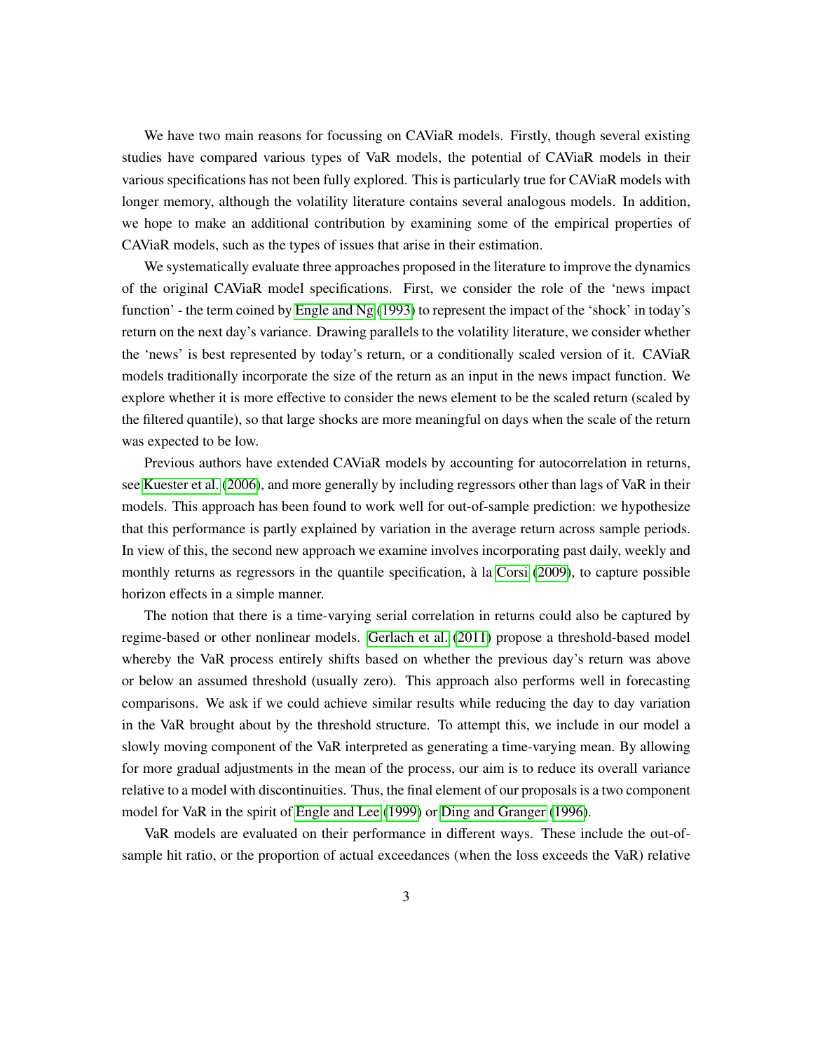We have two main reasons for focussing on CAViaR models. Firstly, though several existing studies have compared various types of VaR models, the potential of CAViaR models in their various specifications has not been fully explored. This is particularly true for CAViaR models with longer memory, although the volatility literature contains several analogous models. In addition, we hope to make an additional contribution by examining some of the empirical properties of CAViaR models, such as the types of issues that arise in their estimation.

We systematically evaluate three approaches proposed in the literature to improve the dynamics of the original CAViaR model specifications. First, we consider the role of the 'news impact function' - the term coined by Engle and Ng (1993) to represent the impact of the 'shock' in today's return on the next day's variance. Drawing parallels to the volatility literature, we consider whether the 'news' is best represented by today's return, or a conditionally scaled version of it. CAViaR models traditionally incorporate the size of the return as an input in the news impact function. We explore whether it is more effective to consider the news element to be the scaled return (scaled by the filtered quantile), so that large shocks are more meaningful on days when the scale of the return was expected to be low.

Previous authors have extended CAViaR models by accounting for autocorrelation in returns, see Kuester et al. (2006), and more generally by including regressors other than lags of VaR in their models. This approach has been found to work well for out-of-sample prediction: we hypothesize that this performance is partly explained by variation in the average return across sample periods. In view of this, the second new approach we examine involves incorporating past daily, weekly and monthly returns as regressors in the quantile specification, à la Corsi (2009), to capture possible horizon effects in a simple manner.

The notion that there is a time-varying serial correlation in returns could also be captured by regime-based or other nonlinear models. Gerlach et al. (2011) propose a threshold-based model whereby the VaR process entirely shifts based on whether the previous day's return was above or below an assumed threshold (usually zero). This approach also performs well in forecasting comparisons. We ask if we could achieve similar results while reducing the day to day variation in the VaR brought about by the threshold structure. To attempt this, we include in our model a slowly moving component of the VaR interpreted as generating a time-varying mean. By allowing for more gradual adjustments in the mean of the process, our aim is to reduce its overall variance relative to a model with discontinuities. Thus, the final element of our proposals is a two component model for VaR in the spirit of Engle and Lee (1999) or Ding and Granger (1996).

VaR models are evaluated on their performance in different ways. These include the out-of-sample hit ratio, or the proportion of actual exceedances (when the loss exceeds the VaR) relative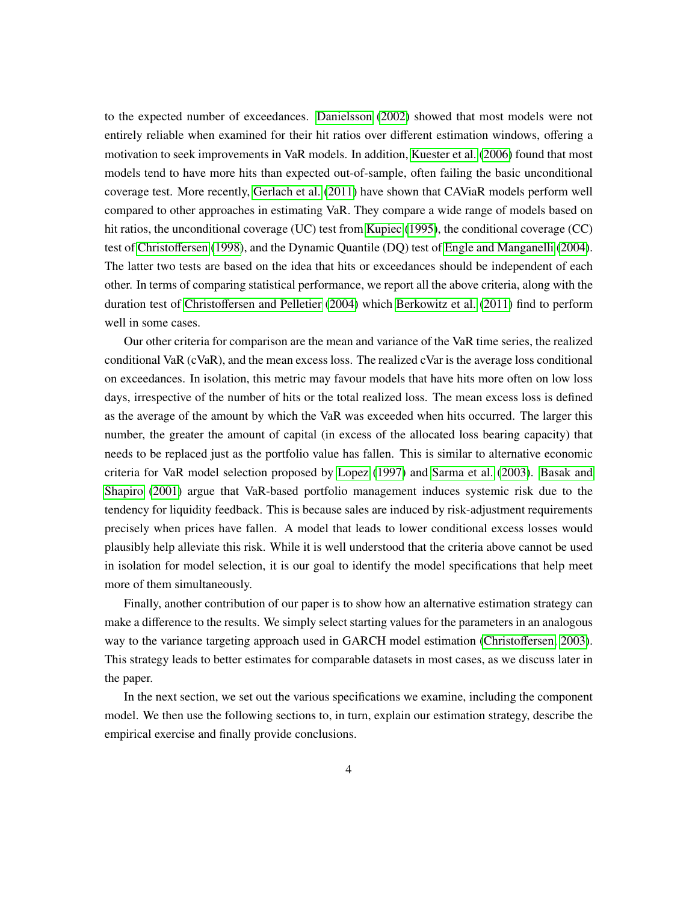to the expected number of exceedances. Danielsson (2002) showed that most models were not entirely reliable when examined for their hit ratios over different estimation windows, offering a motivation to seek improvements in VaR models. In addition, Kuester et al. (2006) found that most models tend to have more hits than expected out-of-sample, often failing the basic unconditional coverage test. More recently, Gerlach et al. (2011) have shown that CAViaR models perform well compared to other approaches in estimating VaR. They compare a wide range of models based on hit ratios, the unconditional coverage (UC) test from Kupiec (1995), the conditional coverage (CC) test of Christoffersen (1998), and the Dynamic Quantile (DQ) test of Engle and Manganelli (2004). The latter two tests are based on the idea that hits or exceedances should be independent of each other. In terms of comparing statistical performance, we report all the above criteria, along with the duration test of Christoffersen and Pelletier (2004) which Berkowitz et al. (2011) find to perform well in some cases.

Our other criteria for comparison are the mean and variance of the VaR time series, the realized conditional VaR (cVaR), and the mean excess loss. The realized cVar is the average loss conditional on exceedances. In isolation, this metric may favour models that have hits more often on low loss days, irrespective of the number of hits or the total realized loss. The mean excess loss is defined as the average of the amount by which the VaR was exceeded when hits occurred. The larger this number, the greater the amount of capital (in excess of the allocated loss bearing capacity) that needs to be replaced just as the portfolio value has fallen. This is similar to alternative economic criteria for VaR model selection proposed by Lopez (1997) and Sarma et al. (2003). Basak and Shapiro (2001) argue that VaR-based portfolio management induces systemic risk due to the tendency for liquidity feedback. This is because sales are induced by risk-adjustment requirements precisely when prices have fallen. A model that leads to lower conditional excess losses would plausibly help alleviate this risk. While it is well understood that the criteria above cannot be used in isolation for model selection, it is our goal to identify the model specifications that help meet more of them simultaneously.

Finally, another contribution of our paper is to show how an alternative estimation strategy can make a difference to the results. We simply select starting values for the parameters in an analogous way to the variance targeting approach used in GARCH model estimation (Christoffersen, 2003). This strategy leads to better estimates for comparable datasets in most cases, as we discuss later in the paper.

In the next section, we set out the various specifications we examine, including the component model. We then use the following sections to, in turn, explain our estimation strategy, describe the empirical exercise and finally provide conclusions.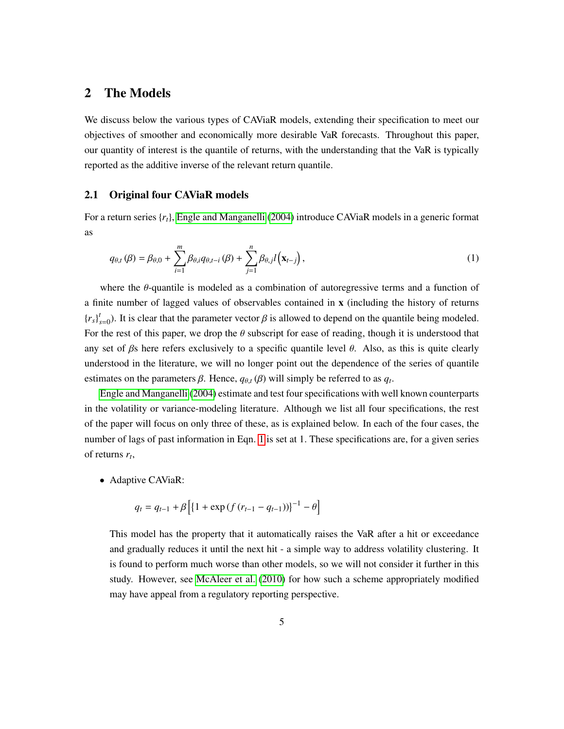## 2 The Models

We discuss below the various types of CAViaR models, extending their specification to meet our objectives of smoother and economically more desirable VaR forecasts. Throughout this paper, our quantity of interest is the quantile of returns, with the understanding that the VaR is typically reported as the additive inverse of the relevant return quantile.

### 2.1 Original four CAViaR models

For a return series $\{r_t\}$, Engle and Manganelli (2004) introduce CAViaR models in a generic format as

$$q_{\theta,t}(\beta) = \beta_{\theta,0} + \sum_{i=1}^{m} \beta_{\theta,i} q_{\theta,t-i}(\beta) + \sum_{j=1}^{n} \beta_{\theta,j} l\left(\mathbf{x}_{t-j}\right), \tag{1}$$

where the $\theta$-quantile is modeled as a combination of autoregressive terms and a function of a finite number of lagged values of observables contained in $\mathbf{x}$ (including the history of returns $\{r_s\}_{s=0}^{t}$). It is clear that the parameter vector $\beta$ is allowed to depend on the quantile being modeled. For the rest of this paper, we drop the $\theta$ subscript for ease of reading, though it is understood that any set of $\beta$s here refers exclusively to a specific quantile level $\theta$. Also, as this is quite clearly understood in the literature, we will no longer point out the dependence of the series of quantile estimates on the parameters $\beta$. Hence, $q_{\theta,t}(\beta)$ will simply be referred to as $q_t$.

Engle and Manganelli (2004) estimate and test four specifications with well known counterparts in the volatility or variance-modeling literature. Although we list all four specifications, the rest of the paper will focus on only three of these, as is explained below. In each of the four cases, the number of lags of past information in Eqn. 1 is set at 1. These specifications are, for a given series of returns $r_t$,

- Adaptive CAViaR:

  $$q_t = q_{t-1} + \beta\left[\{1 + \exp\left(f\left(r_{t-1} - q_{t-1}\right)\right)\}^{-1} - \theta\right]$$

  This model has the property that automatically raises the VaR after a hit or exceedance and gradually reduces it until the next hit - a simple way to address volatility clustering. It is found to perform much worse than other models, so we will not consider it further in this study. However, see McAleer et al. (2010) for how such a scheme appropriately modified may have appeal from a regulatory reporting perspective.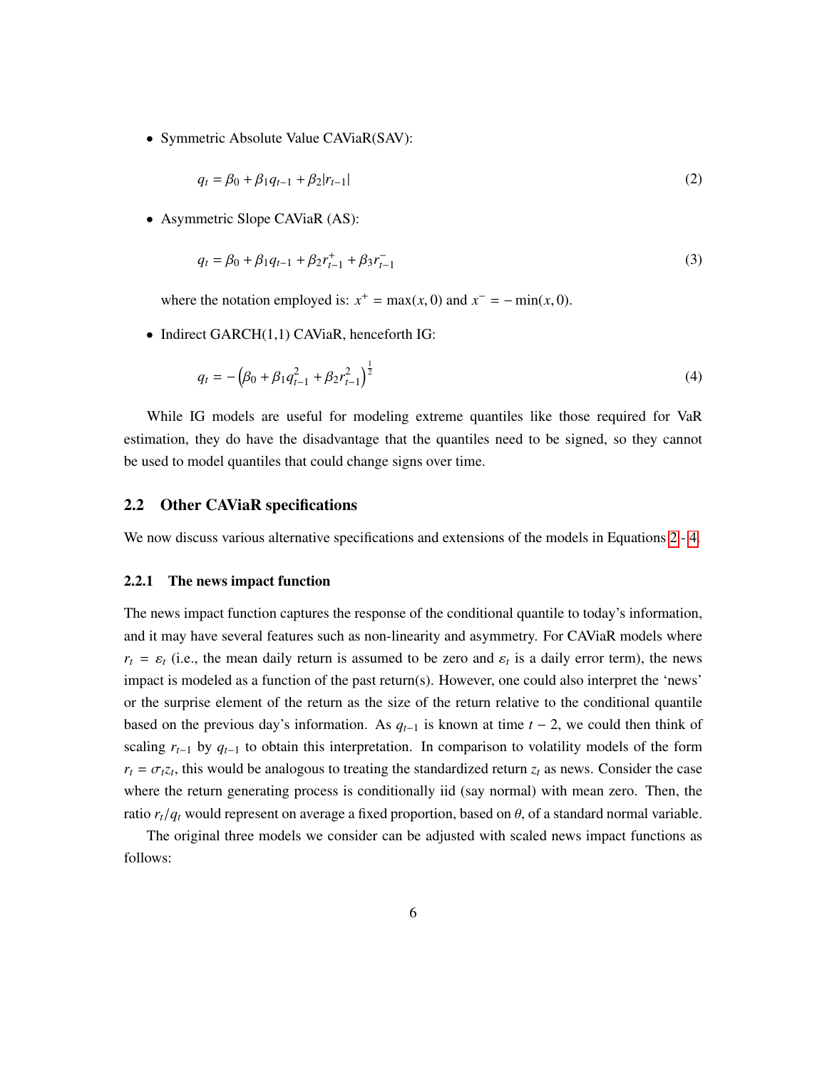- Symmetric Absolute Value CAViaR(SAV):

$$q_t = \beta_0 + \beta_1 q_{t-1} + \beta_2 |r_{t-1}| \tag{2}$$

- Asymmetric Slope CAViaR (AS):

$$q_t = \beta_0 + \beta_1 q_{t-1} + \beta_2 r_{t-1}^{+} + \beta_3 r_{t-1}^{-} \tag{3}$$

  where the notation employed is: $x^+ = \max(x, 0)$ and $x^- = -\min(x, 0)$.

- Indirect GARCH(1,1) CAViaR, henceforth IG:

$$q_t = -\left(\beta_0 + \beta_1 q_{t-1}^2 + \beta_2 r_{t-1}^2\right)^{\frac{1}{2}} \tag{4}$$

While IG models are useful for modeling extreme quantiles like those required for VaR estimation, they do have the disadvantage that the quantiles need to be signed, so they cannot be used to model quantiles that could change signs over time.

## 2.2 Other CAViaR specifications

We now discuss various alternative specifications and extensions of the models in Equations 2 - 4.

### 2.2.1 The news impact function

The news impact function captures the response of the conditional quantile to today's information, and it may have several features such as non-linearity and asymmetry. For CAViaR models where $r_t = \varepsilon_t$ (i.e., the mean daily return is assumed to be zero and $\varepsilon_t$ is a daily error term), the news impact is modeled as a function of the past return(s). However, one could also interpret the 'news' or the surprise element of the return as the size of the return relative to the conditional quantile based on the previous day's information. As $q_{t-1}$ is known at time $t-2$, we could then think of scaling $r_{t-1}$ by $q_{t-1}$ to obtain this interpretation. In comparison to volatility models of the form $r_t = \sigma_t z_t$, this would be analogous to treating the standardized return $z_t$ as news. Consider the case where the return generating process is conditionally iid (say normal) with mean zero. Then, the ratio $r_t/q_t$ would represent on average a fixed proportion, based on $\theta$, of a standard normal variable.

The original three models we consider can be adjusted with scaled news impact functions as follows: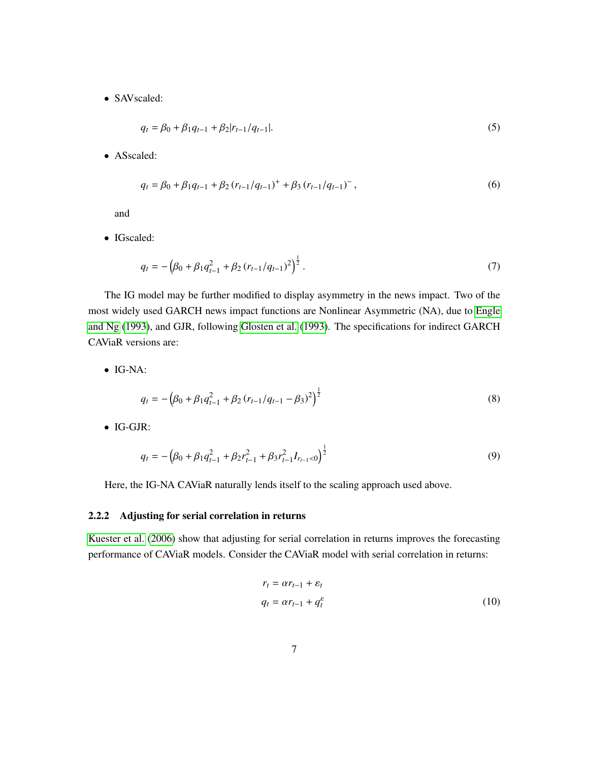- SAVscaled:

$$q_t = \beta_0 + \beta_1 q_{t-1} + \beta_2 |r_{t-1}/q_{t-1}|. \tag{5}$$

- ASscaled:

$$q_t = \beta_0 + \beta_1 q_{t-1} + \beta_2 \left(r_{t-1}/q_{t-1}\right)^+ + \beta_3 \left(r_{t-1}/q_{t-1}\right)^-, \tag{6}$$

  and

- IGscaled:

$$q_t = -\left(\beta_0 + \beta_1 q_{t-1}^2 + \beta_2 \left(r_{t-1}/q_{t-1}\right)^2\right)^{\frac{1}{2}}. \tag{7}$$

The IG model may be further modified to display asymmetry in the news impact. Two of the most widely used GARCH news impact functions are Nonlinear Asymmetric (NA), due to Engle and Ng (1993), and GJR, following Glosten et al. (1993). The specifications for indirect GARCH CAViaR versions are:

- IG-NA:

$$q_t = -\left(\beta_0 + \beta_1 q_{t-1}^2 + \beta_2 \left(r_{t-1}/q_{t-1} - \beta_3\right)^2\right)^{\frac{1}{2}} \tag{8}$$

- IG-GJR:

$$q_t = -\left(\beta_0 + \beta_1 q_{t-1}^2 + \beta_2 r_{t-1}^2 + \beta_3 r_{t-1}^2 I_{r_{t-1}<0}\right)^{\frac{1}{2}} \tag{9}$$

Here, the IG-NA CAViaR naturally lends itself to the scaling approach used above.

### 2.2.2 Adjusting for serial correlation in returns

Kuester et al. (2006) show that adjusting for serial correlation in returns improves the forecasting performance of CAViaR models. Consider the CAViaR model with serial correlation in returns:

$$\begin{aligned} r_t &= \alpha r_{t-1} + \varepsilon_t \\ q_t &= \alpha r_{t-1} + q_t^{\varepsilon} \end{aligned} \tag{10}$$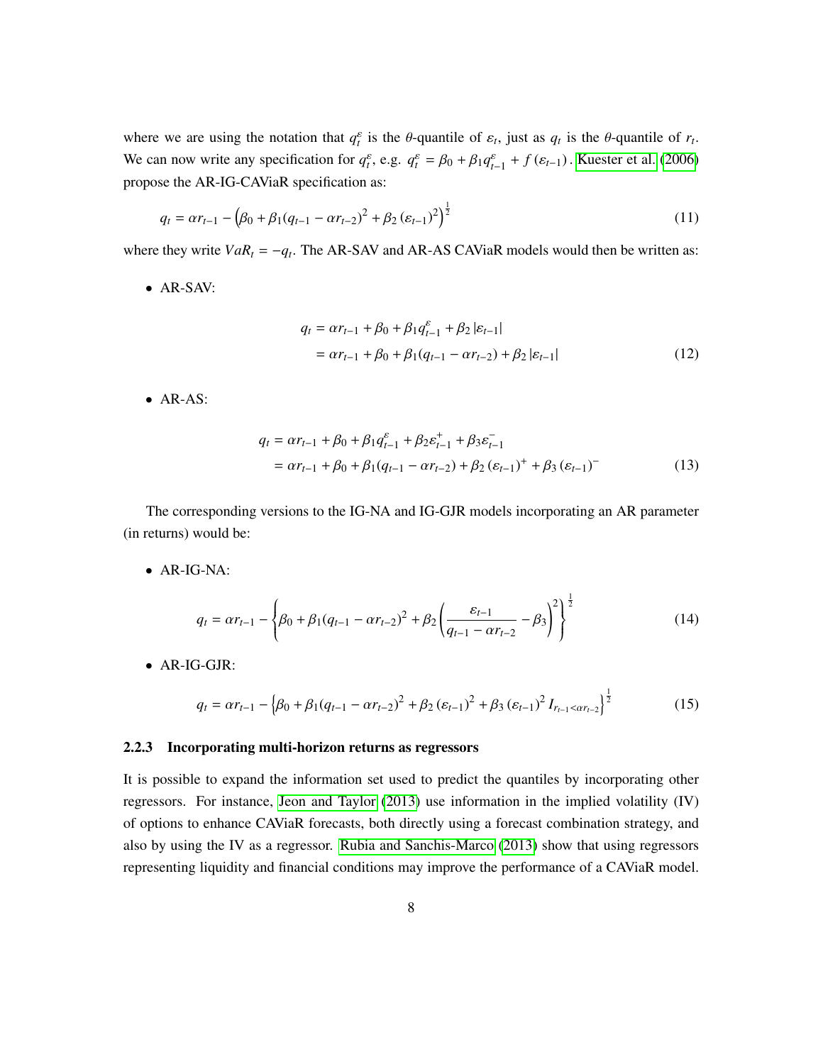where we are using the notation that $q_t^\varepsilon$ is the $\theta$-quantile of $\varepsilon_t$, just as $q_t$ is the $\theta$-quantile of $r_t$. We can now write any specification for $q_t^\varepsilon$, e.g. $q_t^\varepsilon = \beta_0 + \beta_1 q_{t-1}^\varepsilon + f(\varepsilon_{t-1})$. Kuester et al. (2006) propose the AR-IG-CAViaR specification as:

$$q_t = \alpha r_{t-1} - \left(\beta_0 + \beta_1 (q_{t-1} - \alpha r_{t-2})^2 + \beta_2 (\varepsilon_{t-1})^2\right)^{\frac{1}{2}} \tag{11}$$

where they write $VaR_t = -q_t$. The AR-SAV and AR-AS CAViaR models would then be written as:

- AR-SAV:

$$\begin{aligned} q_t &= \alpha r_{t-1} + \beta_0 + \beta_1 q_{t-1}^\varepsilon + \beta_2 |\varepsilon_{t-1}| \\ &= \alpha r_{t-1} + \beta_0 + \beta_1 (q_{t-1} - \alpha r_{t-2}) + \beta_2 |\varepsilon_{t-1}| \end{aligned} \tag{12}$$

- AR-AS:

$$\begin{aligned} q_t &= \alpha r_{t-1} + \beta_0 + \beta_1 q_{t-1}^\varepsilon + \beta_2 \varepsilon_{t-1}^+ + \beta_3 \varepsilon_{t-1}^- \\ &= \alpha r_{t-1} + \beta_0 + \beta_1 (q_{t-1} - \alpha r_{t-2}) + \beta_2 (\varepsilon_{t-1})^+ + \beta_3 (\varepsilon_{t-1})^- \end{aligned} \tag{13}$$

The corresponding versions to the IG-NA and IG-GJR models incorporating an AR parameter (in returns) would be:

- AR-IG-NA:

$$q_t = \alpha r_{t-1} - \left\{\beta_0 + \beta_1 (q_{t-1} - \alpha r_{t-2})^2 + \beta_2 \left(\frac{\varepsilon_{t-1}}{q_{t-1} - \alpha r_{t-2}} - \beta_3\right)^2\right\}^{\frac{1}{2}} \tag{14}$$

- AR-IG-GJR:

$$q_t = \alpha r_{t-1} - \left\{\beta_0 + \beta_1 (q_{t-1} - \alpha r_{t-2})^2 + \beta_2 (\varepsilon_{t-1})^2 + \beta_3 (\varepsilon_{t-1})^2 I_{r_{t-1} < \alpha r_{t-2}}\right\}^{\frac{1}{2}} \tag{15}$$

### 2.2.3 Incorporating multi-horizon returns as regressors

It is possible to expand the information set used to predict the quantiles by incorporating other regressors. For instance, Jeon and Taylor (2013) use information in the implied volatility (IV) of options to enhance CAViaR forecasts, both directly using a forecast combination strategy, and also by using the IV as a regressor. Rubia and Sanchis-Marco (2013) show that using regressors representing liquidity and financial conditions may improve the performance of a CAViaR model.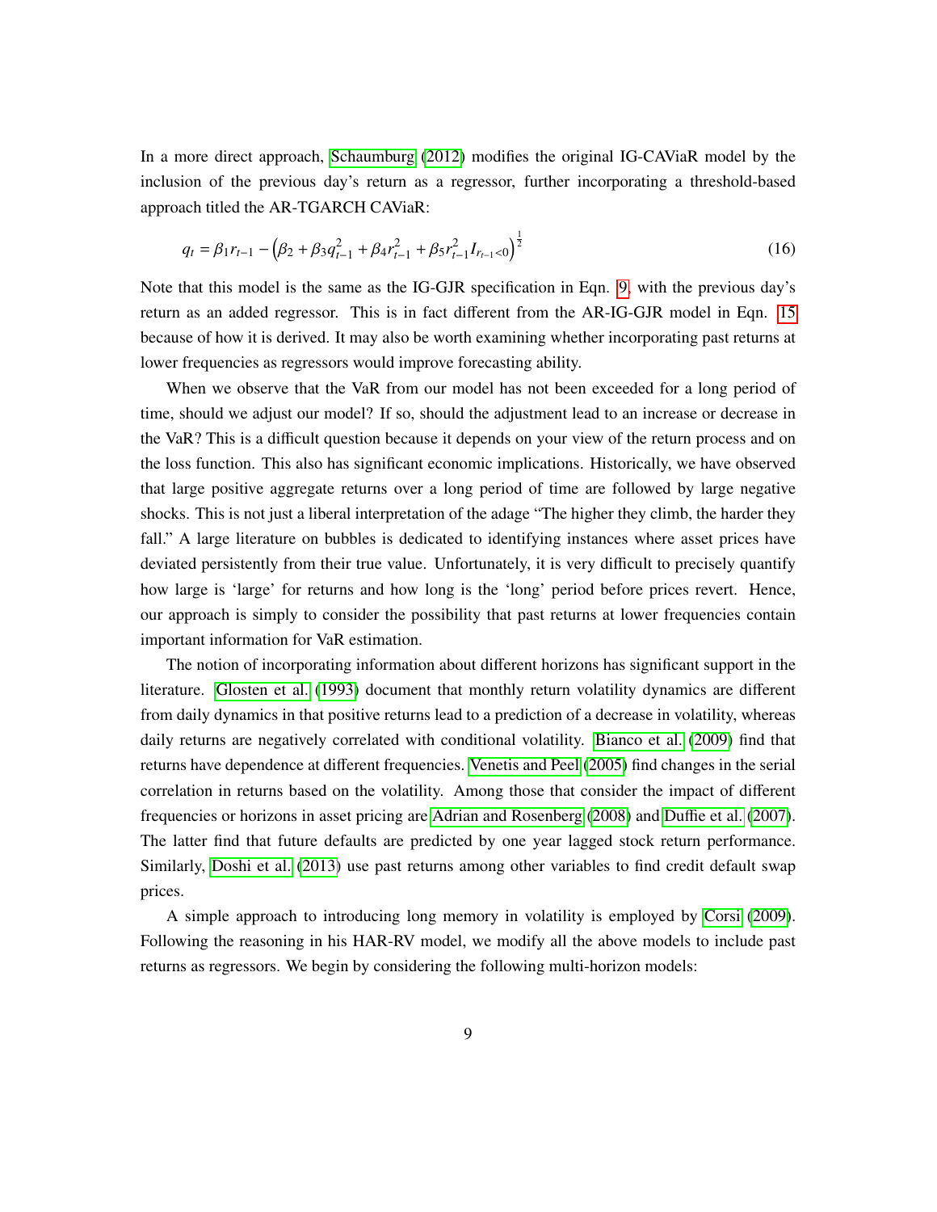In a more direct approach, Schaumburg (2012) modifies the original IG-CAViaR model by the inclusion of the previous day's return as a regressor, further incorporating a threshold-based approach titled the AR-TGARCH CAViaR:

$$q_t = \beta_1 r_{t-1} - \left(\beta_2 + \beta_3 q_{t-1}^2 + \beta_4 r_{t-1}^2 + \beta_5 r_{t-1}^2 I_{r_{t-1}<0}\right)^{\frac{1}{2}} \tag{16}$$

Note that this model is the same as the IG-GJR specification in Eqn. 9, with the previous day's return as an added regressor. This is in fact different from the AR-IG-GJR model in Eqn. 15 because of how it is derived. It may also be worth examining whether incorporating past returns at lower frequencies as regressors would improve forecasting ability.

When we observe that the VaR from our model has not been exceeded for a long period of time, should we adjust our model? If so, should the adjustment lead to an increase or decrease in the VaR? This is a difficult question because it depends on your view of the return process and on the loss function. This also has significant economic implications. Historically, we have observed that large positive aggregate returns over a long period of time are followed by large negative shocks. This is not just a liberal interpretation of the adage "The higher they climb, the harder they fall." A large literature on bubbles is dedicated to identifying instances where asset prices have deviated persistently from their true value. Unfortunately, it is very difficult to precisely quantify how large is 'large' for returns and how long is the 'long' period before prices revert. Hence, our approach is simply to consider the possibility that past returns at lower frequencies contain important information for VaR estimation.

The notion of incorporating information about different horizons has significant support in the literature. Glosten et al. (1993) document that monthly return volatility dynamics are different from daily dynamics in that positive returns lead to a prediction of a decrease in volatility, whereas daily returns are negatively correlated with conditional volatility. Bianco et al. (2009) find that returns have dependence at different frequencies. Venetis and Peel (2005) find changes in the serial correlation in returns based on the volatility. Among those that consider the impact of different frequencies or horizons in asset pricing are Adrian and Rosenberg (2008) and Duffie et al. (2007). The latter find that future defaults are predicted by one year lagged stock return performance. Similarly, Doshi et al. (2013) use past returns among other variables to find credit default swap prices.

A simple approach to introducing long memory in volatility is employed by Corsi (2009). Following the reasoning in his HAR-RV model, we modify all the above models to include past returns as regressors. We begin by considering the following multi-horizon models: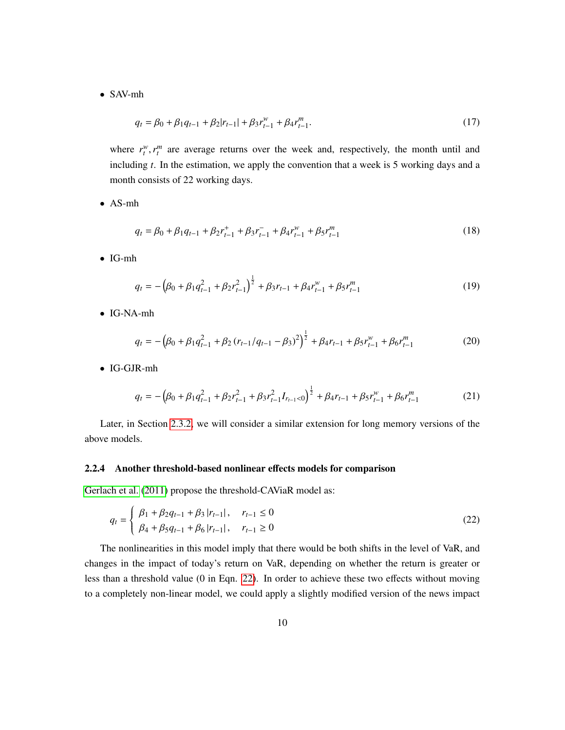- SAV-mh

$$q_t = \beta_0 + \beta_1 q_{t-1} + \beta_2 |r_{t-1}| + \beta_3 r_{t-1}^w + \beta_4 r_{t-1}^m. \tag{17}$$

  where $r_t^w, r_t^m$ are average returns over the week and, respectively, the month until and including $t$. In the estimation, we apply the convention that a week is 5 working days and a month consists of 22 working days.

- AS-mh

$$q_t = \beta_0 + \beta_1 q_{t-1} + \beta_2 r_{t-1}^+ + \beta_3 r_{t-1}^- + \beta_4 r_{t-1}^w + \beta_5 r_{t-1}^m \tag{18}$$

- IG-mh

$$q_t = -\left(\beta_0 + \beta_1 q_{t-1}^2 + \beta_2 r_{t-1}^2\right)^{\frac{1}{2}} + \beta_3 r_{t-1} + \beta_4 r_{t-1}^w + \beta_5 r_{t-1}^m \tag{19}$$

- IG-NA-mh

$$q_t = -\left(\beta_0 + \beta_1 q_{t-1}^2 + \beta_2 \left(r_{t-1}/q_{t-1} - \beta_3\right)^2\right)^{\frac{1}{2}} + \beta_4 r_{t-1} + \beta_5 r_{t-1}^w + \beta_6 r_{t-1}^m \tag{20}$$

- IG-GJR-mh

$$q_t = -\left(\beta_0 + \beta_1 q_{t-1}^2 + \beta_2 r_{t-1}^2 + \beta_3 r_{t-1}^2 I_{r_{t-1}<0}\right)^{\frac{1}{2}} + \beta_4 r_{t-1} + \beta_5 r_{t-1}^w + \beta_6 r_{t-1}^m \tag{21}$$

Later, in Section 2.3.2, we will consider a similar extension for long memory versions of the above models.

### 2.2.4 Another threshold-based nonlinear effects models for comparison

Gerlach et al. (2011) propose the threshold-CAViaR model as:

$$q_t = \begin{cases} \beta_1 + \beta_2 q_{t-1} + \beta_3 |r_{t-1}|, & r_{t-1} \leq 0 \\ \beta_4 + \beta_5 q_{t-1} + \beta_6 |r_{t-1}|, & r_{t-1} \geq 0 \end{cases} \tag{22}$$

The nonlinearities in this model imply that there would be both shifts in the level of VaR, and changes in the impact of today's return on VaR, depending on whether the return is greater or less than a threshold value (0 in Eqn. 22). In order to achieve these two effects without moving to a completely non-linear model, we could apply a slightly modified version of the news impact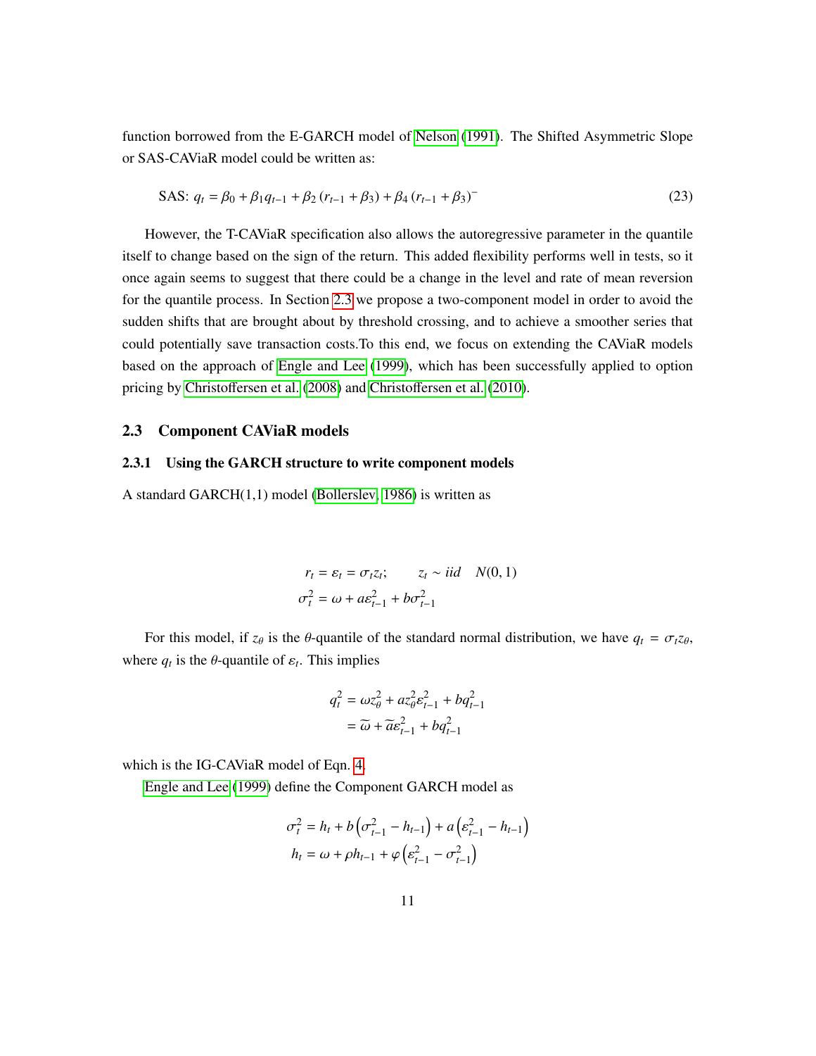function borrowed from the E-GARCH model of Nelson (1991). The Shifted Asymmetric Slope or SAS-CAViaR model could be written as:

$$\text{SAS: } q_t = \beta_0 + \beta_1 q_{t-1} + \beta_2 (r_{t-1} + \beta_3) + \beta_4 (r_{t-1} + \beta_3)^- \tag{23}$$

However, the T-CAViaR specification also allows the autoregressive parameter in the quantile itself to change based on the sign of the return. This added flexibility performs well in tests, so it once again seems to suggest that there could be a change in the level and rate of mean reversion for the quantile process. In Section 2.3 we propose a two-component model in order to avoid the sudden shifts that are brought about by threshold crossing, and to achieve a smoother series that could potentially save transaction costs.To this end, we focus on extending the CAViaR models based on the approach of Engle and Lee (1999), which has been successfully applied to option pricing by Christoffersen et al. (2008) and Christoffersen et al. (2010).

## 2.3 Component CAViaR models

### 2.3.1 Using the GARCH structure to write component models

A standard GARCH(1,1) model (Bollerslev, 1986) is written as

$$\begin{aligned} r_t &= \varepsilon_t = \sigma_t z_t; \qquad z_t \sim iid \quad N(0,1) \\ \sigma_t^2 &= \omega + a\varepsilon_{t-1}^2 + b\sigma_{t-1}^2 \end{aligned}$$

For this model, if $z_\theta$ is the $\theta$-quantile of the standard normal distribution, we have $q_t = \sigma_t z_\theta$, where $q_t$ is the $\theta$-quantile of $\varepsilon_t$. This implies

$$\begin{aligned} q_t^2 &= \omega z_\theta^2 + a z_\theta^2 \varepsilon_{t-1}^2 + b q_{t-1}^2 \\ &= \widetilde{\omega} + \widetilde{a}\varepsilon_{t-1}^2 + b q_{t-1}^2 \end{aligned}$$

which is the IG-CAViaR model of Eqn. 4.

Engle and Lee (1999) define the Component GARCH model as

$$\begin{aligned} \sigma_t^2 &= h_t + b\left(\sigma_{t-1}^2 - h_{t-1}\right) + a\left(\varepsilon_{t-1}^2 - h_{t-1}\right) \\ h_t &= \omega + \rho h_{t-1} + \varphi\left(\varepsilon_{t-1}^2 - \sigma_{t-1}^2\right) \end{aligned}$$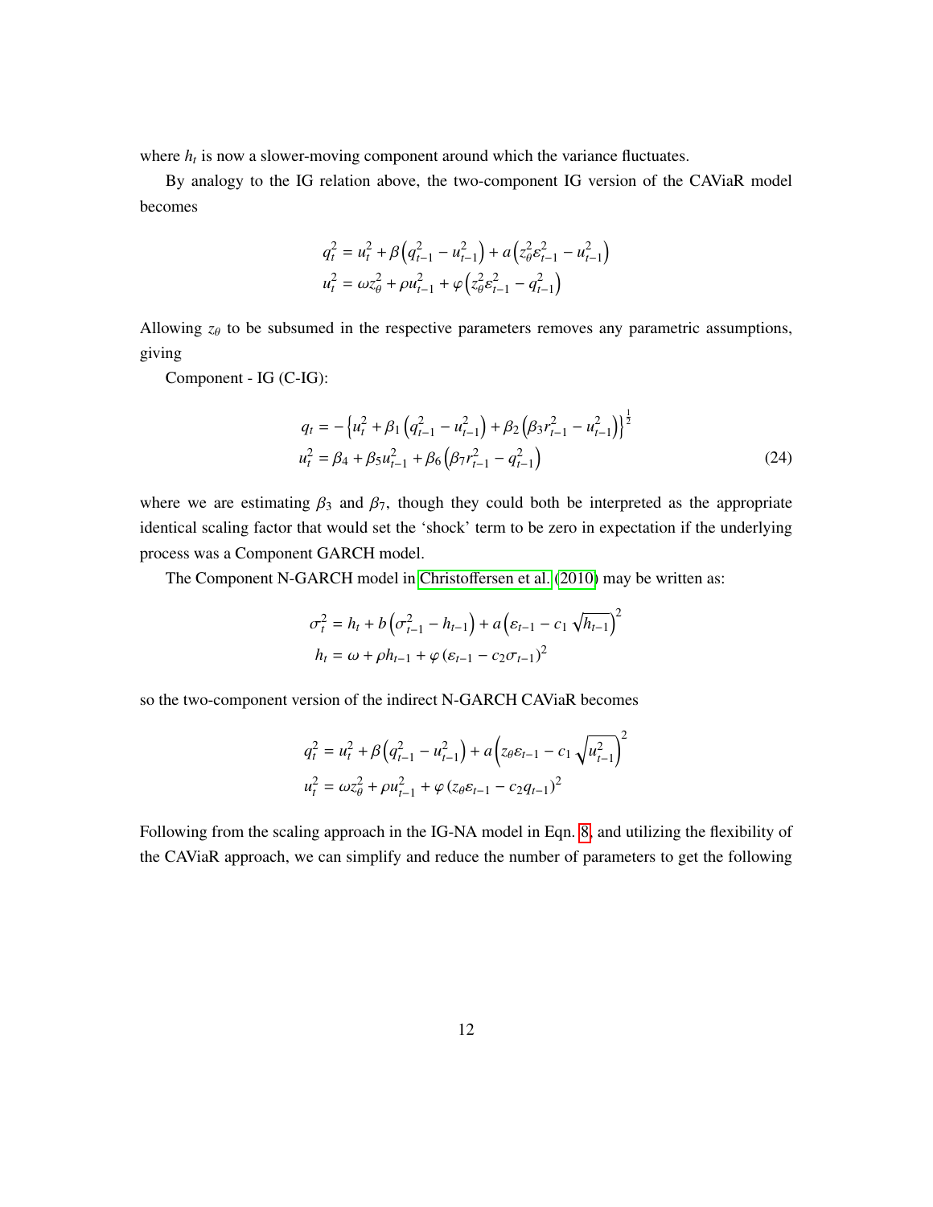where $h_t$ is now a slower-moving component around which the variance fluctuates.

By analogy to the IG relation above, the two-component IG version of the CAViaR model becomes

$$
\begin{aligned}
q_t^2 &= u_t^2 + \beta\left(q_{t-1}^2 - u_{t-1}^2\right) + a\left(z_\theta^2 \varepsilon_{t-1}^2 - u_{t-1}^2\right) \\
u_t^2 &= \omega z_\theta^2 + \rho u_{t-1}^2 + \varphi\left(z_\theta^2 \varepsilon_{t-1}^2 - q_{t-1}^2\right)
\end{aligned}
$$

Allowing $z_\theta$ to be subsumed in the respective parameters removes any parametric assumptions, giving

Component - IG (C-IG):

$$
\begin{aligned}
q_t &= -\left\{u_t^2 + \beta_1\left(q_{t-1}^2 - u_{t-1}^2\right) + \beta_2\left(\beta_3 r_{t-1}^2 - u_{t-1}^2\right)\right\}^{\frac{1}{2}} \\
u_t^2 &= \beta_4 + \beta_5 u_{t-1}^2 + \beta_6\left(\beta_7 r_{t-1}^2 - q_{t-1}^2\right)
\end{aligned}
\tag{24}
$$

where we are estimating $\beta_3$ and $\beta_7$, though they could both be interpreted as the appropriate identical scaling factor that would set the 'shock' term to be zero in expectation if the underlying process was a Component GARCH model.

The Component N-GARCH model in Christoffersen et al. (2010) may be written as:

$$
\begin{aligned}
\sigma_t^2 &= h_t + b\left(\sigma_{t-1}^2 - h_{t-1}\right) + a\left(\varepsilon_{t-1} - c_1\sqrt{h_{t-1}}\right)^2 \\
h_t &= \omega + \rho h_{t-1} + \varphi\left(\varepsilon_{t-1} - c_2\sigma_{t-1}\right)^2
\end{aligned}
$$

so the two-component version of the indirect N-GARCH CAViaR becomes

$$
\begin{aligned}
q_t^2 &= u_t^2 + \beta\left(q_{t-1}^2 - u_{t-1}^2\right) + a\left(z_\theta \varepsilon_{t-1} - c_1\sqrt{u_{t-1}^2}\right)^2 \\
u_t^2 &= \omega z_\theta^2 + \rho u_{t-1}^2 + \varphi\left(z_\theta \varepsilon_{t-1} - c_2 q_{t-1}\right)^2
\end{aligned}
$$

Following from the scaling approach in the IG-NA model in Eqn. 8, and utilizing the flexibility of the CAViaR approach, we can simplify and reduce the number of parameters to get the following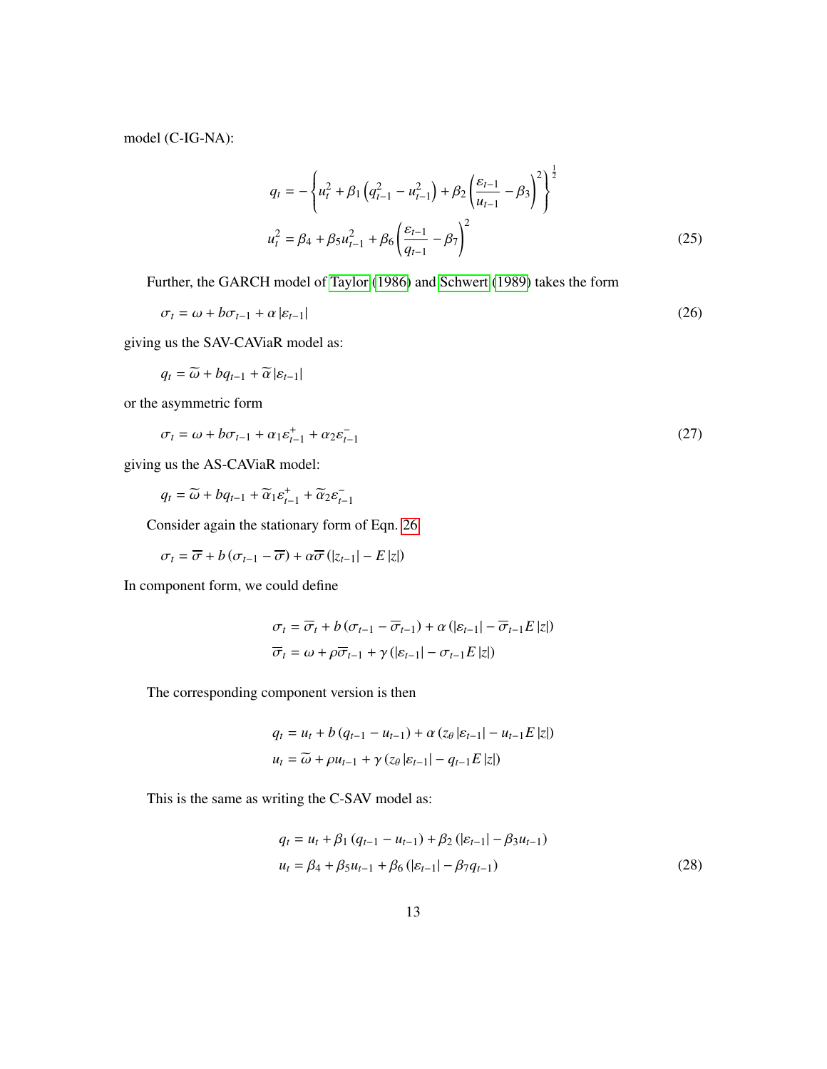model (C-IG-NA):

$$
\begin{aligned}
q_t &= -\left\{ u_t^2 + \beta_1 \left( q_{t-1}^2 - u_{t-1}^2 \right) + \beta_2 \left( \frac{\varepsilon_{t-1}}{u_{t-1}} - \beta_3 \right)^2 \right\}^{\frac{1}{2}} \\
u_t^2 &= \beta_4 + \beta_5 u_{t-1}^2 + \beta_6 \left( \frac{\varepsilon_{t-1}}{q_{t-1}} - \beta_7 \right)^2
\end{aligned}
\tag{25}
$$

Further, the GARCH model of Taylor (1986) and Schwert (1989) takes the form

$$
\sigma_t = \omega + b\sigma_{t-1} + \alpha \left| \varepsilon_{t-1} \right| \tag{26}
$$

giving us the SAV-CAViaR model as:

$$
q_t = \widetilde{\omega} + b q_{t-1} + \widetilde{\alpha} \left| \varepsilon_{t-1} \right|
$$

or the asymmetric form

$$
\sigma_t = \omega + b\sigma_{t-1} + \alpha_1 \varepsilon_{t-1}^{+} + \alpha_2 \varepsilon_{t-1}^{-} \tag{27}
$$

giving us the AS-CAViaR model:

$$
q_t = \widetilde{\omega} + b q_{t-1} + \widetilde{\alpha}_1 \varepsilon_{t-1}^{+} + \widetilde{\alpha}_2 \varepsilon_{t-1}^{-}
$$

Consider again the stationary form of Eqn. 26

$$
\sigma_t = \overline{\sigma} + b \left( \sigma_{t-1} - \overline{\sigma} \right) + \alpha \overline{\sigma} \left( \left| z_{t-1} \right| - E \left| z \right| \right)
$$

In component form, we could define

$$
\begin{aligned}
\sigma_t &= \overline{\sigma}_t + b \left( \sigma_{t-1} - \overline{\sigma}_{t-1} \right) + \alpha \left( \left| \varepsilon_{t-1} \right| - \overline{\sigma}_{t-1} E \left| z \right| \right) \\
\overline{\sigma}_t &= \omega + \rho \overline{\sigma}_{t-1} + \gamma \left( \left| \varepsilon_{t-1} \right| - \sigma_{t-1} E \left| z \right| \right)
\end{aligned}
$$

The corresponding component version is then

$$
\begin{aligned}
q_t &= u_t + b \left( q_{t-1} - u_{t-1} \right) + \alpha \left( z_\theta \left| \varepsilon_{t-1} \right| - u_{t-1} E \left| z \right| \right) \\
u_t &= \widetilde{\omega} + \rho u_{t-1} + \gamma \left( z_\theta \left| \varepsilon_{t-1} \right| - q_{t-1} E \left| z \right| \right)
\end{aligned}
$$

This is the same as writing the C-SAV model as:

$$
\begin{aligned}
q_t &= u_t + \beta_1 \left( q_{t-1} - u_{t-1} \right) + \beta_2 \left( \left| \varepsilon_{t-1} \right| - \beta_3 u_{t-1} \right) \\
u_t &= \beta_4 + \beta_5 u_{t-1} + \beta_6 \left( \left| \varepsilon_{t-1} \right| - \beta_7 q_{t-1} \right)
\end{aligned}
\tag{28}
$$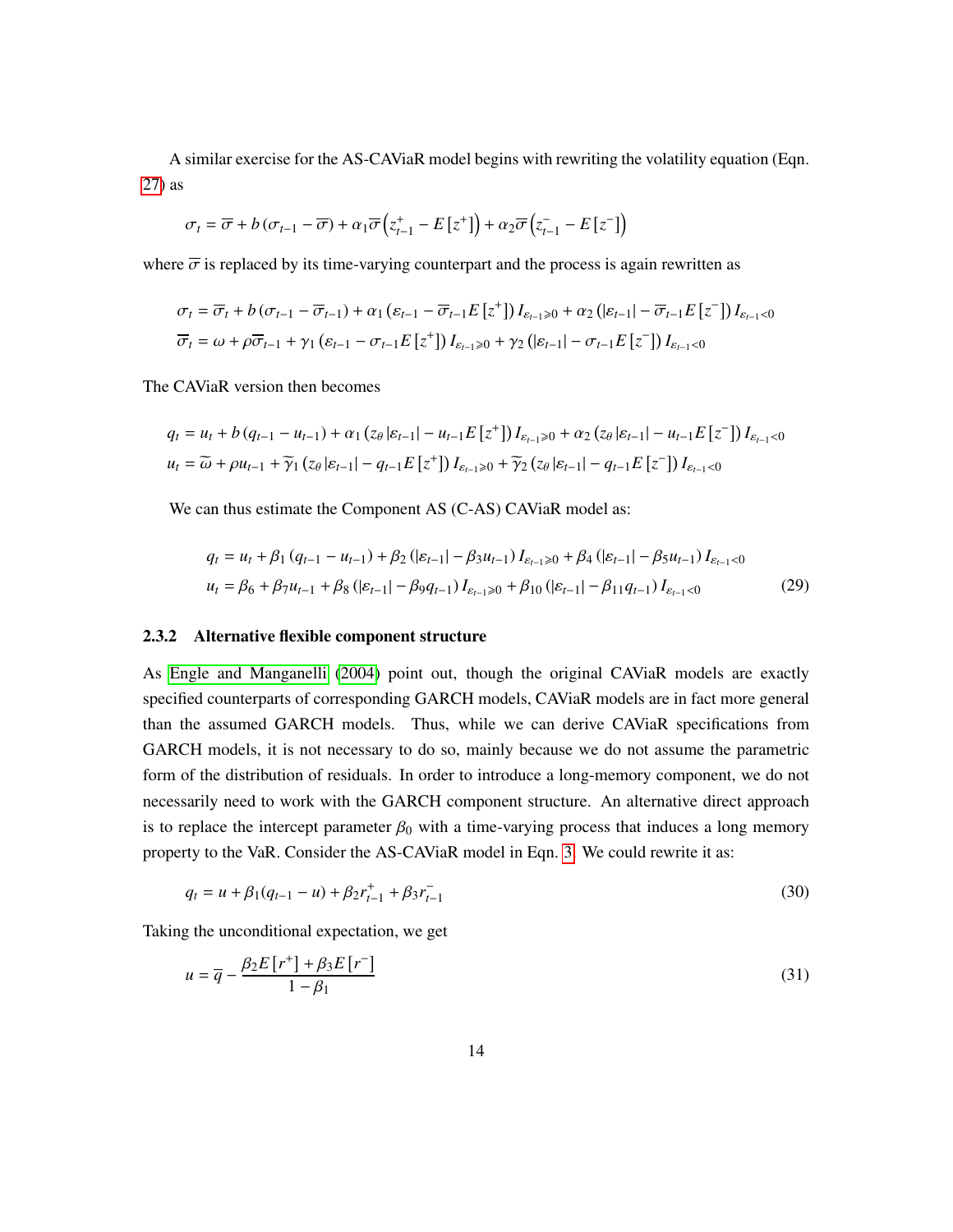A similar exercise for the AS-CAViaR model begins with rewriting the volatility equation (Eqn. 27) as

$$\sigma_t = \overline{\sigma} + b\left(\sigma_{t-1} - \overline{\sigma}\right) + \alpha_1 \overline{\sigma}\left(z_{t-1}^{+} - E\left[z^{+}\right]\right) + \alpha_2 \overline{\sigma}\left(z_{t-1}^{-} - E\left[z^{-}\right]\right)$$

where $\overline{\sigma}$ is replaced by its time-varying counterpart and the process is again rewritten as

$$\sigma_t = \overline{\sigma}_t + b\left(\sigma_{t-1} - \overline{\sigma}_{t-1}\right) + \alpha_1\left(\varepsilon_{t-1} - \overline{\sigma}_{t-1} E\left[z^{+}\right]\right) I_{\varepsilon_{t-1} \geqslant 0} + \alpha_2\left(\left|\varepsilon_{t-1}\right| - \overline{\sigma}_{t-1} E\left[z^{-}\right]\right) I_{\varepsilon_{t-1}<0}$$
$$\overline{\sigma}_t = \omega + \rho \overline{\sigma}_{t-1} + \gamma_1\left(\varepsilon_{t-1} - \sigma_{t-1} E\left[z^{+}\right]\right) I_{\varepsilon_{t-1} \geqslant 0} + \gamma_2\left(\left|\varepsilon_{t-1}\right| - \sigma_{t-1} E\left[z^{-}\right]\right) I_{\varepsilon_{t-1}<0}$$

The CAViaR version then becomes

$$q_t = u_t + b\left(q_{t-1} - u_{t-1}\right) + \alpha_1\left(z_\theta\left|\varepsilon_{t-1}\right| - u_{t-1} E\left[z^{+}\right]\right) I_{\varepsilon_{t-1} \geqslant 0} + \alpha_2\left(z_\theta\left|\varepsilon_{t-1}\right| - u_{t-1} E\left[z^{-}\right]\right) I_{\varepsilon_{t-1}<0}$$
$$u_t = \widetilde{\omega} + \rho u_{t-1} + \widetilde{\gamma}_1\left(z_\theta\left|\varepsilon_{t-1}\right| - q_{t-1} E\left[z^{+}\right]\right) I_{\varepsilon_{t-1} \geqslant 0} + \widetilde{\gamma}_2\left(z_\theta\left|\varepsilon_{t-1}\right| - q_{t-1} E\left[z^{-}\right]\right) I_{\varepsilon_{t-1}<0}$$

We can thus estimate the Component AS (C-AS) CAViaR model as:

$$q_t = u_t + \beta_1\left(q_{t-1} - u_{t-1}\right) + \beta_2\left(\left|\varepsilon_{t-1}\right| - \beta_3 u_{t-1}\right) I_{\varepsilon_{t-1} \geqslant 0} + \beta_4\left(\left|\varepsilon_{t-1}\right| - \beta_5 u_{t-1}\right) I_{\varepsilon_{t-1}<0}$$
$$u_t = \beta_6 + \beta_7 u_{t-1} + \beta_8\left(\left|\varepsilon_{t-1}\right| - \beta_9 q_{t-1}\right) I_{\varepsilon_{t-1} \geqslant 0} + \beta_{10}\left(\left|\varepsilon_{t-1}\right| - \beta_{11} q_{t-1}\right) I_{\varepsilon_{t-1}<0} \tag{29}$$

### 2.3.2 Alternative flexible component structure

As Engle and Manganelli (2004) point out, though the original CAViaR models are exactly specified counterparts of corresponding GARCH models, CAViaR models are in fact more general than the assumed GARCH models. Thus, while we can derive CAViaR specifications from GARCH models, it is not necessary to do so, mainly because we do not assume the parametric form of the distribution of residuals. In order to introduce a long-memory component, we do not necessarily need to work with the GARCH component structure. An alternative direct approach is to replace the intercept parameter $\beta_0$ with a time-varying process that induces a long memory property to the VaR. Consider the AS-CAViaR model in Eqn. 3. We could rewrite it as:

$$q_t = u + \beta_1(q_{t-1} - u) + \beta_2 r_{t-1}^{+} + \beta_3 r_{t-1}^{-} \tag{30}$$

Taking the unconditional expectation, we get

$$u = \overline{q} - \frac{\beta_2 E\left[r^{+}\right] + \beta_3 E\left[r^{-}\right]}{1 - \beta_1} \tag{31}$$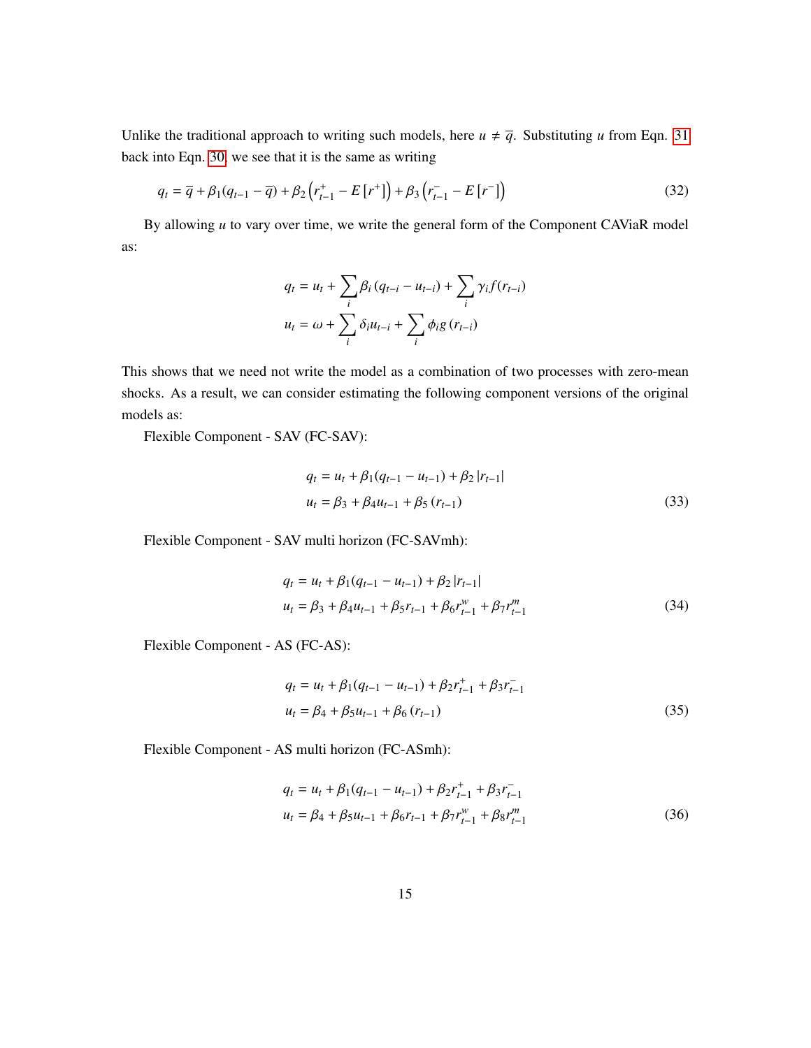Unlike the traditional approach to writing such models, here $u \neq \overline{q}$. Substituting $u$ from Eqn. 31 back into Eqn. 30, we see that it is the same as writing

$$q_t = \overline{q} + \beta_1(q_{t-1} - \overline{q}) + \beta_2\left(r^+_{t-1} - E\left[r^+\right]\right) + \beta_3\left(r^-_{t-1} - E\left[r^-\right]\right) \tag{32}$$

By allowing $u$ to vary over time, we write the general form of the Component CAViaR model as:

$$\begin{aligned}
q_t &= u_t + \sum_i \beta_i \left(q_{t-i} - u_{t-i}\right) + \sum_i \gamma_i f(r_{t-i}) \\
u_t &= \omega + \sum_i \delta_i u_{t-i} + \sum_i \phi_i g\left(r_{t-i}\right)
\end{aligned}$$

This shows that we need not write the model as a combination of two processes with zero-mean shocks. As a result, we can consider estimating the following component versions of the original models as:

Flexible Component - SAV (FC-SAV):

$$\begin{aligned}
q_t &= u_t + \beta_1(q_{t-1} - u_{t-1}) + \beta_2\left|r_{t-1}\right| \\
u_t &= \beta_3 + \beta_4 u_{t-1} + \beta_5\left(r_{t-1}\right)
\end{aligned} \tag{33}$$

Flexible Component - SAV multi horizon (FC-SAVmh):

$$\begin{aligned}
q_t &= u_t + \beta_1(q_{t-1} - u_{t-1}) + \beta_2\left|r_{t-1}\right| \\
u_t &= \beta_3 + \beta_4 u_{t-1} + \beta_5 r_{t-1} + \beta_6 r^w_{t-1} + \beta_7 r^m_{t-1}
\end{aligned} \tag{34}$$

Flexible Component - AS (FC-AS):

$$\begin{aligned}
q_t &= u_t + \beta_1(q_{t-1} - u_{t-1}) + \beta_2 r^+_{t-1} + \beta_3 r^-_{t-1} \\
u_t &= \beta_4 + \beta_5 u_{t-1} + \beta_6\left(r_{t-1}\right)
\end{aligned} \tag{35}$$

Flexible Component - AS multi horizon (FC-ASmh):

$$\begin{aligned}
q_t &= u_t + \beta_1(q_{t-1} - u_{t-1}) + \beta_2 r^+_{t-1} + \beta_3 r^-_{t-1} \\
u_t &= \beta_4 + \beta_5 u_{t-1} + \beta_6 r_{t-1} + \beta_7 r^w_{t-1} + \beta_8 r^m_{t-1}
\end{aligned} \tag{36}$$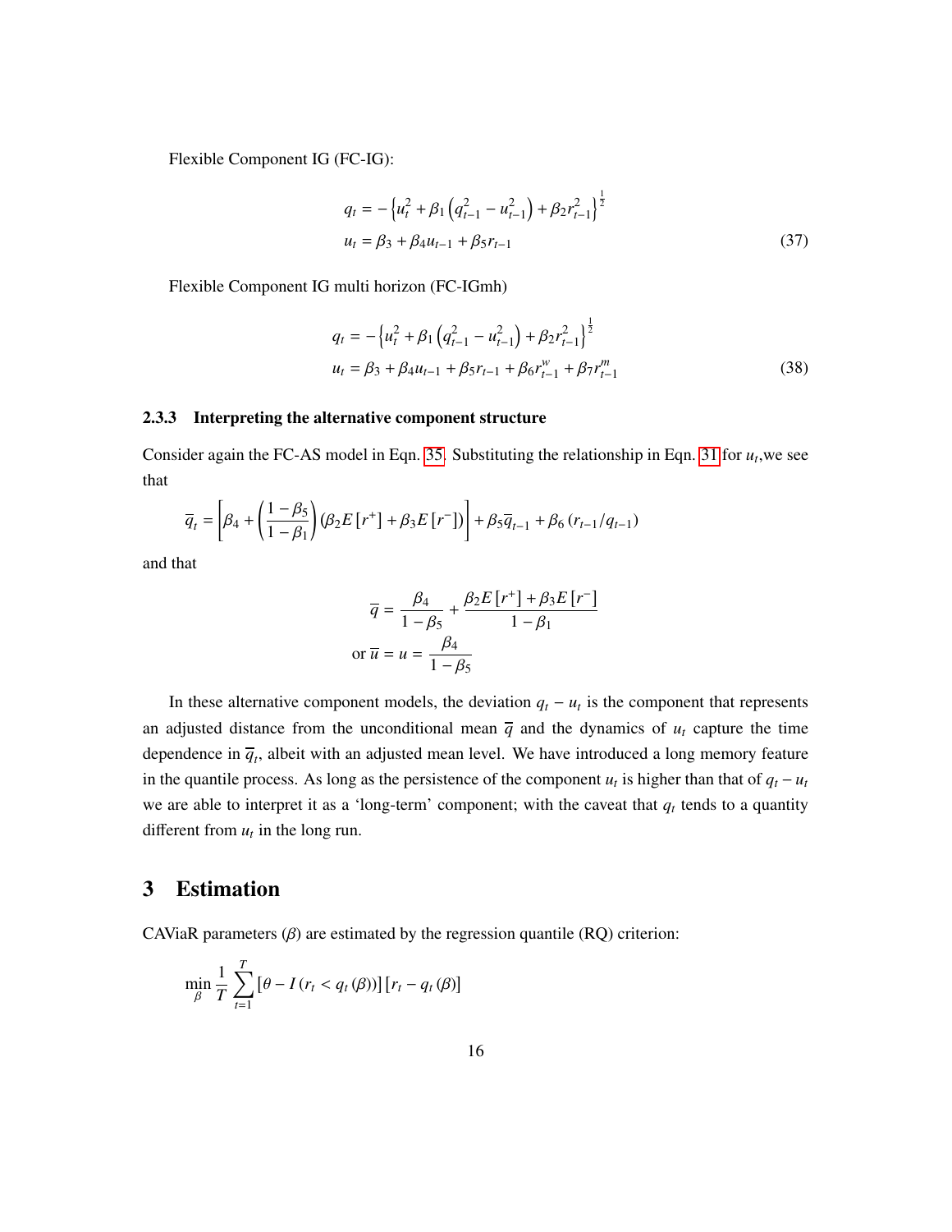Flexible Component IG (FC-IG):

$$
\begin{aligned}
q_t &= -\left\{u_t^2 + \beta_1\left(q_{t-1}^2 - u_{t-1}^2\right) + \beta_2 r_{t-1}^2\right\}^{\frac{1}{2}} \\
u_t &= \beta_3 + \beta_4 u_{t-1} + \beta_5 r_{t-1}
\end{aligned}
\tag{37}
$$

Flexible Component IG multi horizon (FC-IGmh)

$$
\begin{aligned}
q_t &= -\left\{u_t^2 + \beta_1\left(q_{t-1}^2 - u_{t-1}^2\right) + \beta_2 r_{t-1}^2\right\}^{\frac{1}{2}} \\
u_t &= \beta_3 + \beta_4 u_{t-1} + \beta_5 r_{t-1} + \beta_6 r_{t-1}^w + \beta_7 r_{t-1}^m
\end{aligned}
\tag{38}
$$

### 2.3.3 Interpreting the alternative component structure

Consider again the FC-AS model in Eqn. 35. Substituting the relationship in Eqn. 31 for $u_t$,we see that

$$
\overline{q}_t = \left[\beta_4 + \left(\frac{1-\beta_5}{1-\beta_1}\right)\left(\beta_2 E\left[r^+\right] + \beta_3 E\left[r^-\right]\right)\right] + \beta_5 \overline{q}_{t-1} + \beta_6\left(r_{t-1}/q_{t-1}\right)
$$

and that

$$
\begin{aligned}
\overline{q} &= \frac{\beta_4}{1-\beta_5} + \frac{\beta_2 E\left[r^+\right] + \beta_3 E\left[r^-\right]}{1-\beta_1} \\
\text{or } \overline{u} = u &= \frac{\beta_4}{1-\beta_5}
\end{aligned}
$$

In these alternative component models, the deviation $q_t - u_t$ is the component that represents an adjusted distance from the unconditional mean $\overline{q}$ and the dynamics of $u_t$ capture the time dependence in $\overline{q}_t$, albeit with an adjusted mean level. We have introduced a long memory feature in the quantile process. As long as the persistence of the component $u_t$ is higher than that of $q_t - u_t$ we are able to interpret it as a 'long-term' component; with the caveat that $q_t$ tends to a quantity different from $u_t$ in the long run.

## 3 Estimation

CAViaR parameters ($\beta$) are estimated by the regression quantile (RQ) criterion:

$$
\min_{\beta} \frac{1}{T} \sum_{t=1}^{T} \left[\theta - I\left(r_t < q_t(\beta)\right)\right]\left[r_t - q_t(\beta)\right]
$$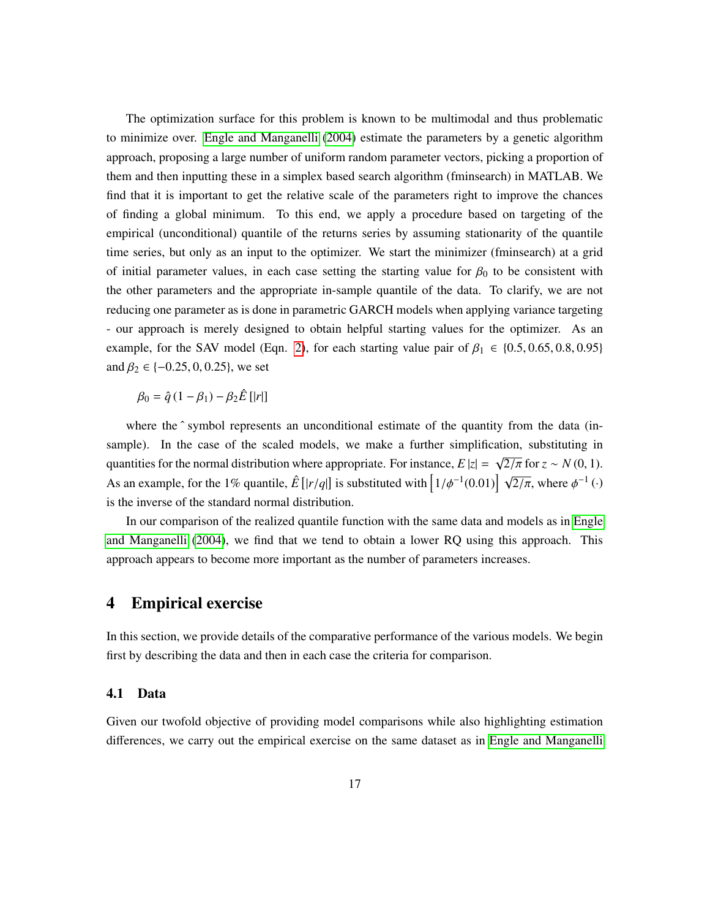The optimization surface for this problem is known to be multimodal and thus problematic to minimize over. Engle and Manganelli (2004) estimate the parameters by a genetic algorithm approach, proposing a large number of uniform random parameter vectors, picking a proportion of them and then inputting these in a simplex based search algorithm (fminsearch) in MATLAB. We find that it is important to get the relative scale of the parameters right to improve the chances of finding a global minimum. To this end, we apply a procedure based on targeting of the empirical (unconditional) quantile of the returns series by assuming stationarity of the quantile time series, but only as an input to the optimizer. We start the minimizer (fminsearch) at a grid of initial parameter values, in each case setting the starting value for $\beta_0$ to be consistent with the other parameters and the appropriate in-sample quantile of the data. To clarify, we are not reducing one parameter as is done in parametric GARCH models when applying variance targeting - our approach is merely designed to obtain helpful starting values for the optimizer. As an example, for the SAV model (Eqn. 2), for each starting value pair of $\beta_1 \in \{0.5, 0.65, 0.8, 0.95\}$ and $\beta_2 \in \{-0.25, 0, 0.25\}$, we set

$$\beta_0 = \hat{q}\,(1 - \beta_1) - \beta_2 \hat{E}\,[|r|]$$

where the ˆ symbol represents an unconditional estimate of the quantity from the data (in-sample). In the case of the scaled models, we make a further simplification, substituting in quantities for the normal distribution where appropriate. For instance, $E\,|z| = \sqrt{2/\pi}$ for $z \sim N\,(0, 1)$. As an example, for the 1% quantile, $\hat{E}\,[|r/q|]$ is substituted with $\left[1/\phi^{-1}(0.01)\right]\sqrt{2/\pi}$, where $\phi^{-1}(\cdot)$ is the inverse of the standard normal distribution.

In our comparison of the realized quantile function with the same data and models as in Engle and Manganelli (2004), we find that we tend to obtain a lower RQ using this approach. This approach appears to become more important as the number of parameters increases.

# 4 Empirical exercise

In this section, we provide details of the comparative performance of the various models. We begin first by describing the data and then in each case the criteria for comparison.

## 4.1 Data

Given our twofold objective of providing model comparisons while also highlighting estimation differences, we carry out the empirical exercise on the same dataset as in Engle and Manganelli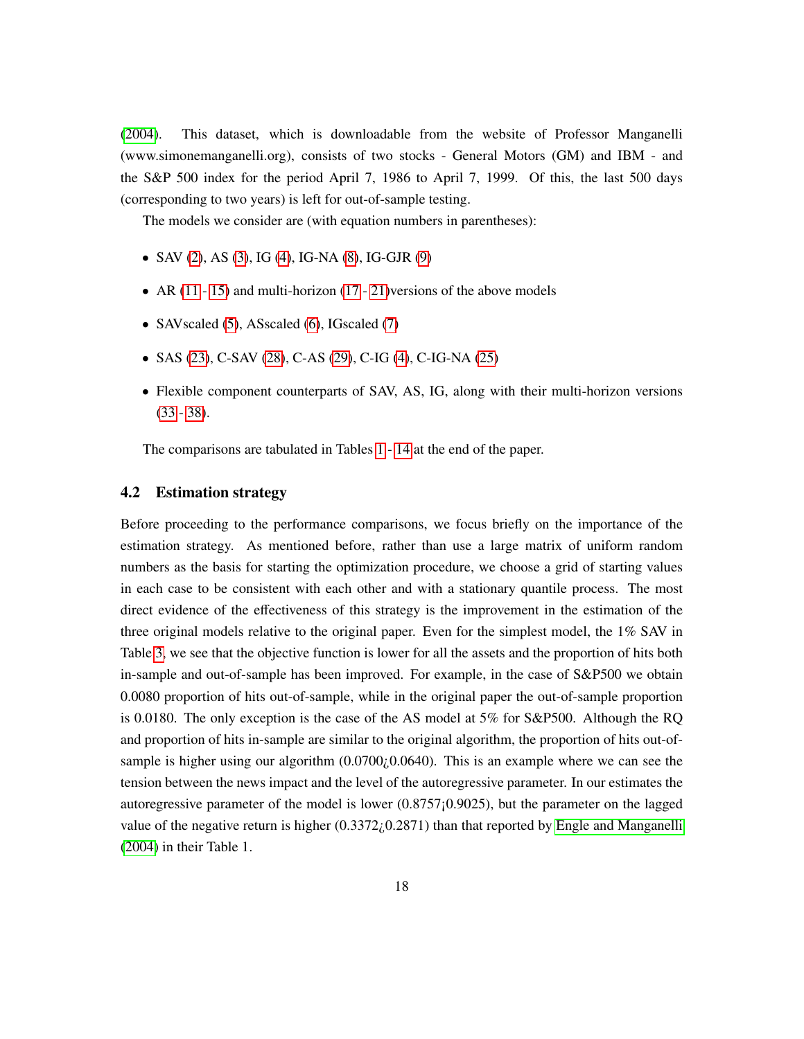(2004). This dataset, which is downloadable from the website of Professor Manganelli (www.simonemanganelli.org), consists of two stocks - General Motors (GM) and IBM - and the S&P 500 index for the period April 7, 1986 to April 7, 1999. Of this, the last 500 days (corresponding to two years) is left for out-of-sample testing.

The models we consider are (with equation numbers in parentheses):

- SAV (2), AS (3), IG (4), IG-NA (8), IG-GJR (9)
- AR (11 - 15) and multi-horizon (17 - 21)versions of the above models
- SAVscaled (5), ASscaled (6), IGscaled (7)
- SAS (23), C-SAV (28), C-AS (29), C-IG (4), C-IG-NA (25)
- Flexible component counterparts of SAV, AS, IG, along with their multi-horizon versions (33 - 38).

The comparisons are tabulated in Tables 1 - 14 at the end of the paper.

### 4.2 Estimation strategy

Before proceeding to the performance comparisons, we focus briefly on the importance of the estimation strategy. As mentioned before, rather than use a large matrix of uniform random numbers as the basis for starting the optimization procedure, we choose a grid of starting values in each case to be consistent with each other and with a stationary quantile process. The most direct evidence of the effectiveness of this strategy is the improvement in the estimation of the three original models relative to the original paper. Even for the simplest model, the 1% SAV in Table 3, we see that the objective function is lower for all the assets and the proportion of hits both in-sample and out-of-sample has been improved. For example, in the case of S&P500 we obtain 0.0080 proportion of hits out-of-sample, while in the original paper the out-of-sample proportion is 0.0180. The only exception is the case of the AS model at 5% for S&P500. Although the RQ and proportion of hits in-sample are similar to the original algorithm, the proportion of hits out-of-sample is higher using our algorithm (0.0700¿0.0640). This is an example where we can see the tension between the news impact and the level of the autoregressive parameter. In our estimates the autoregressive parameter of the model is lower (0.8757¡0.9025), but the parameter on the lagged value of the negative return is higher (0.3372¿0.2871) than that reported by Engle and Manganelli (2004) in their Table 1.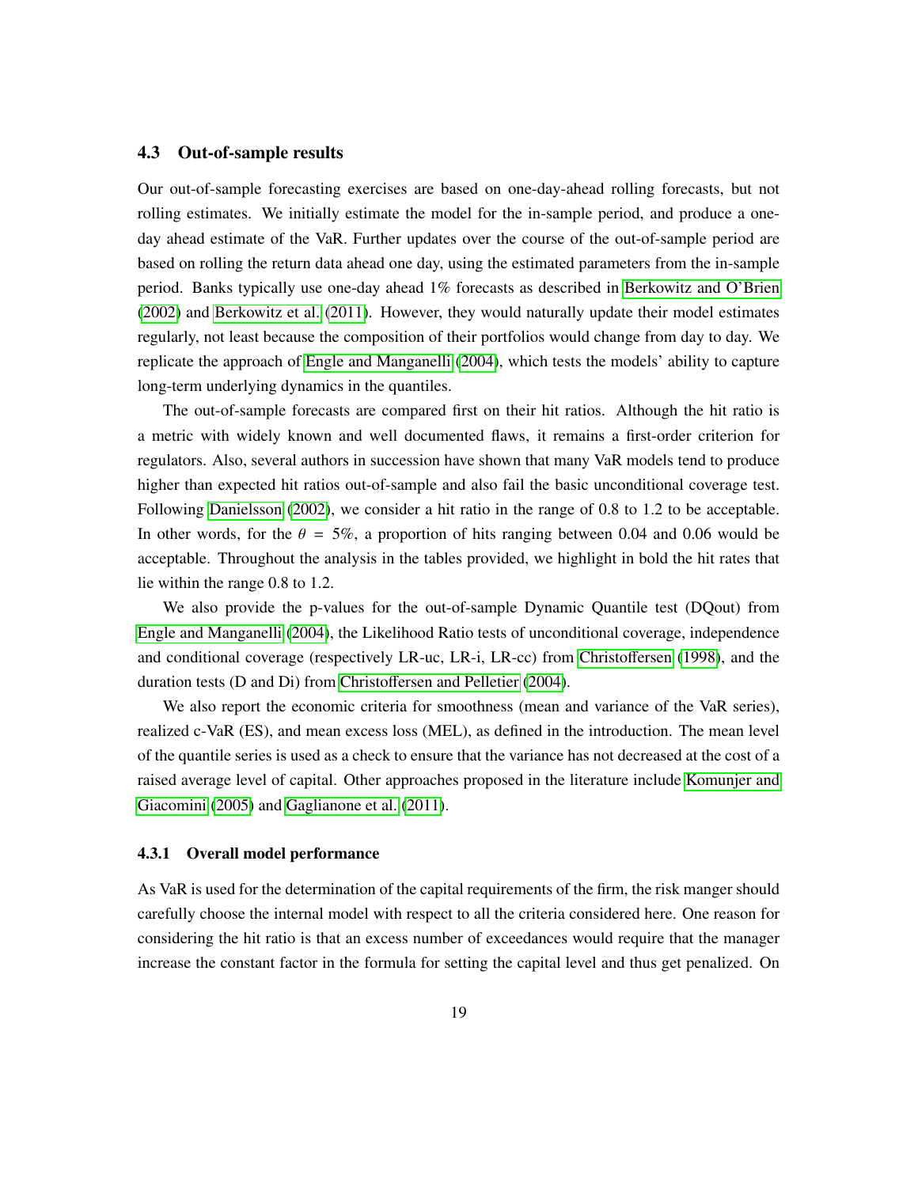### 4.3 Out-of-sample results

Our out-of-sample forecasting exercises are based on one-day-ahead rolling forecasts, but not rolling estimates. We initially estimate the model for the in-sample period, and produce a one-day ahead estimate of the VaR. Further updates over the course of the out-of-sample period are based on rolling the return data ahead one day, using the estimated parameters from the in-sample period. Banks typically use one-day ahead 1% forecasts as described in Berkowitz and O'Brien (2002) and Berkowitz et al. (2011). However, they would naturally update their model estimates regularly, not least because the composition of their portfolios would change from day to day. We replicate the approach of Engle and Manganelli (2004), which tests the models' ability to capture long-term underlying dynamics in the quantiles.

The out-of-sample forecasts are compared first on their hit ratios. Although the hit ratio is a metric with widely known and well documented flaws, it remains a first-order criterion for regulators. Also, several authors in succession have shown that many VaR models tend to produce higher than expected hit ratios out-of-sample and also fail the basic unconditional coverage test. Following Danielsson (2002), we consider a hit ratio in the range of 0.8 to 1.2 to be acceptable. In other words, for the $\theta = 5\%$, a proportion of hits ranging between 0.04 and 0.06 would be acceptable. Throughout the analysis in the tables provided, we highlight in bold the hit rates that lie within the range 0.8 to 1.2.

We also provide the p-values for the out-of-sample Dynamic Quantile test (DQout) from Engle and Manganelli (2004), the Likelihood Ratio tests of unconditional coverage, independence and conditional coverage (respectively LR-uc, LR-i, LR-cc) from Christoffersen (1998), and the duration tests (D and Di) from Christoffersen and Pelletier (2004).

We also report the economic criteria for smoothness (mean and variance of the VaR series), realized c-VaR (ES), and mean excess loss (MEL), as defined in the introduction. The mean level of the quantile series is used as a check to ensure that the variance has not decreased at the cost of a raised average level of capital. Other approaches proposed in the literature include Komunjer and Giacomini (2005) and Gaglianone et al. (2011).

#### 4.3.1 Overall model performance

As VaR is used for the determination of the capital requirements of the firm, the risk manger should carefully choose the internal model with respect to all the criteria considered here. One reason for considering the hit ratio is that an excess number of exceedances would require that the manager increase the constant factor in the formula for setting the capital level and thus get penalized. On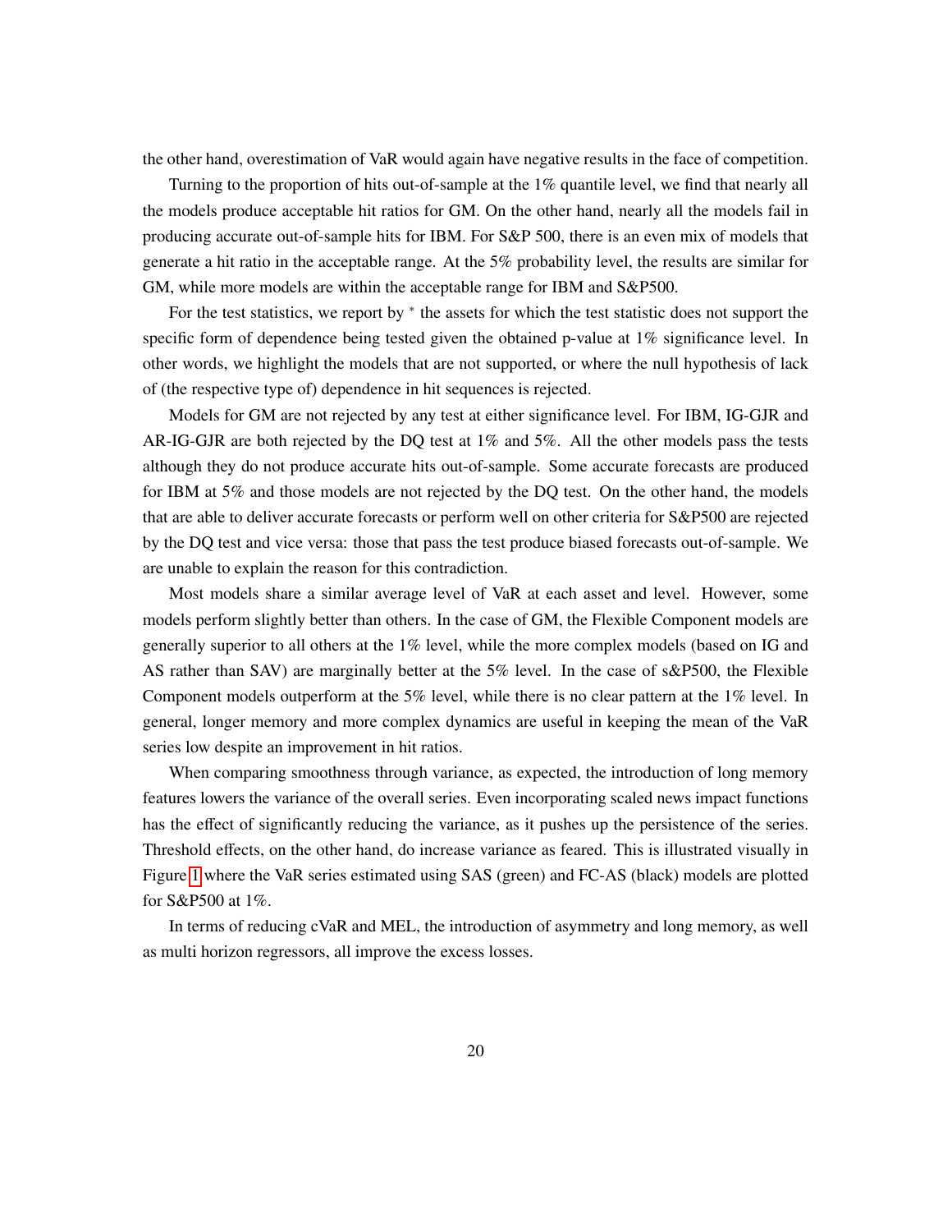the other hand, overestimation of VaR would again have negative results in the face of competition.

Turning to the proportion of hits out-of-sample at the 1% quantile level, we find that nearly all the models produce acceptable hit ratios for GM. On the other hand, nearly all the models fail in producing accurate out-of-sample hits for IBM. For S&P 500, there is an even mix of models that generate a hit ratio in the acceptable range. At the 5% probability level, the results are similar for GM, while more models are within the acceptable range for IBM and S&P500.

For the test statistics, we report by $^*$ the assets for which the test statistic does not support the specific form of dependence being tested given the obtained p-value at 1% significance level. In other words, we highlight the models that are not supported, or where the null hypothesis of lack of (the respective type of) dependence in hit sequences is rejected.

Models for GM are not rejected by any test at either significance level. For IBM, IG-GJR and AR-IG-GJR are both rejected by the DQ test at 1% and 5%. All the other models pass the tests although they do not produce accurate hits out-of-sample. Some accurate forecasts are produced for IBM at 5% and those models are not rejected by the DQ test. On the other hand, the models that are able to deliver accurate forecasts or perform well on other criteria for S&P500 are rejected by the DQ test and vice versa: those that pass the test produce biased forecasts out-of-sample. We are unable to explain the reason for this contradiction.

Most models share a similar average level of VaR at each asset and level. However, some models perform slightly better than others. In the case of GM, the Flexible Component models are generally superior to all others at the 1% level, while the more complex models (based on IG and AS rather than SAV) are marginally better at the 5% level. In the case of s&P500, the Flexible Component models outperform at the 5% level, while there is no clear pattern at the 1% level. In general, longer memory and more complex dynamics are useful in keeping the mean of the VaR series low despite an improvement in hit ratios.

When comparing smoothness through variance, as expected, the introduction of long memory features lowers the variance of the overall series. Even incorporating scaled news impact functions has the effect of significantly reducing the variance, as it pushes up the persistence of the series. Threshold effects, on the other hand, do increase variance as feared. This is illustrated visually in Figure 1 where the VaR series estimated using SAS (green) and FC-AS (black) models are plotted for S&P500 at 1%.

In terms of reducing cVaR and MEL, the introduction of asymmetry and long memory, as well as multi horizon regressors, all improve the excess losses.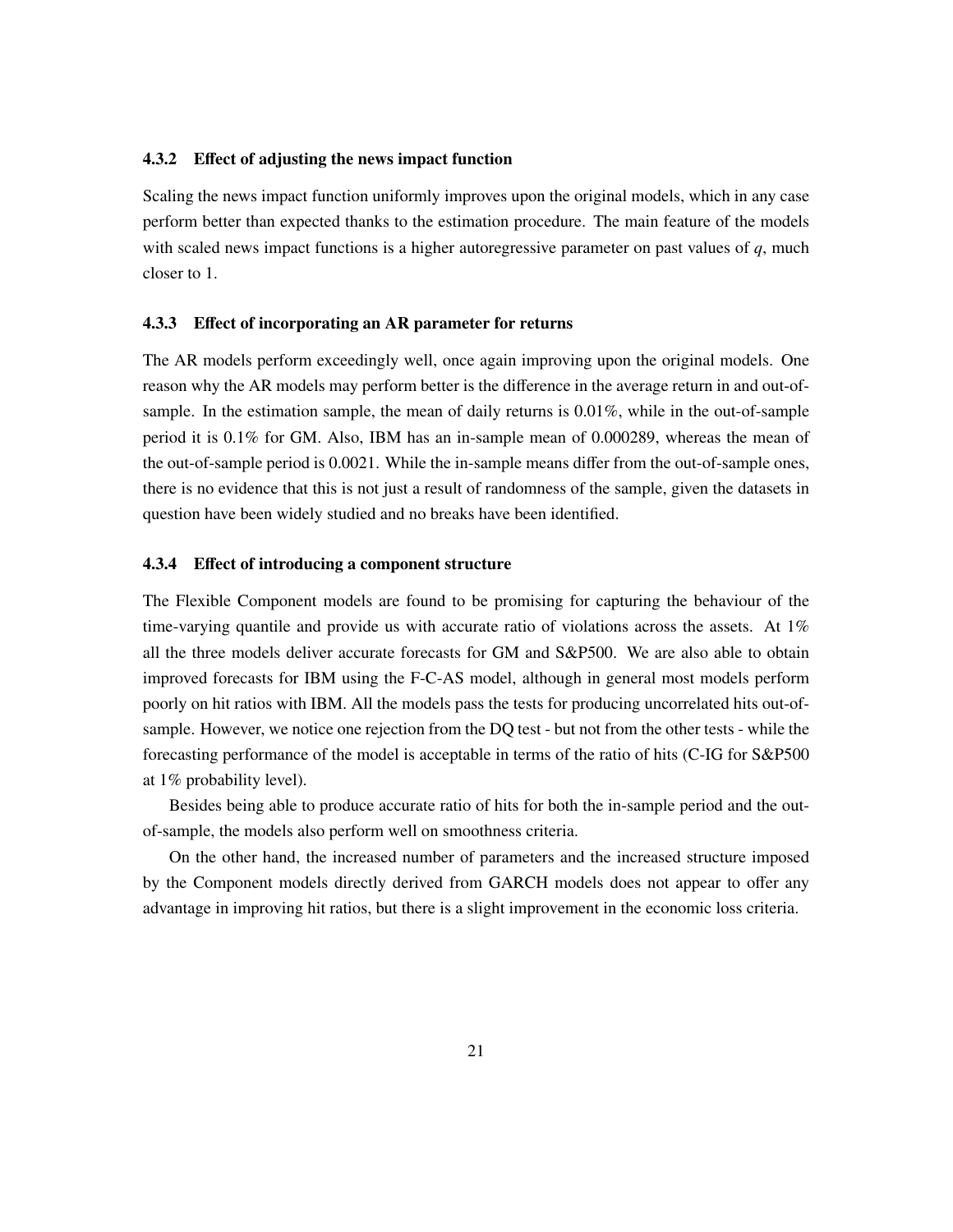#### 4.3.2 Effect of adjusting the news impact function

Scaling the news impact function uniformly improves upon the original models, which in any case perform better than expected thanks to the estimation procedure. The main feature of the models with scaled news impact functions is a higher autoregressive parameter on past values of $q$, much closer to 1.

#### 4.3.3 Effect of incorporating an AR parameter for returns

The AR models perform exceedingly well, once again improving upon the original models. One reason why the AR models may perform better is the difference in the average return in and out-of-sample. In the estimation sample, the mean of daily returns is 0.01%, while in the out-of-sample period it is 0.1% for GM. Also, IBM has an in-sample mean of 0.000289, whereas the mean of the out-of-sample period is 0.0021. While the in-sample means differ from the out-of-sample ones, there is no evidence that this is not just a result of randomness of the sample, given the datasets in question have been widely studied and no breaks have been identified.

#### 4.3.4 Effect of introducing a component structure

The Flexible Component models are found to be promising for capturing the behaviour of the time-varying quantile and provide us with accurate ratio of violations across the assets. At 1% all the three models deliver accurate forecasts for GM and S&P500. We are also able to obtain improved forecasts for IBM using the F-C-AS model, although in general most models perform poorly on hit ratios with IBM. All the models pass the tests for producing uncorrelated hits out-of-sample. However, we notice one rejection from the DQ test - but not from the other tests - while the forecasting performance of the model is acceptable in terms of the ratio of hits (C-IG for S&P500 at 1% probability level).

Besides being able to produce accurate ratio of hits for both the in-sample period and the out-of-sample, the models also perform well on smoothness criteria.

On the other hand, the increased number of parameters and the increased structure imposed by the Component models directly derived from GARCH models does not appear to offer any advantage in improving hit ratios, but there is a slight improvement in the economic loss criteria.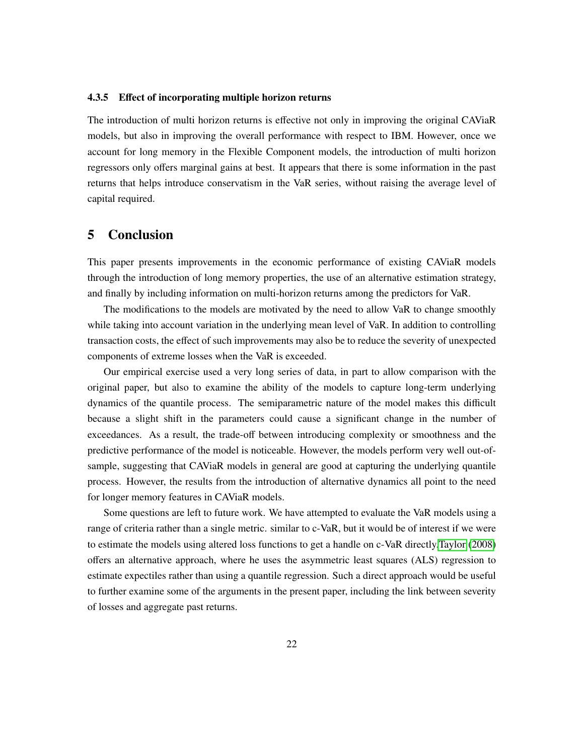#### 4.3.5 Effect of incorporating multiple horizon returns

The introduction of multi horizon returns is effective not only in improving the original CAViaR models, but also in improving the overall performance with respect to IBM. However, once we account for long memory in the Flexible Component models, the introduction of multi horizon regressors only offers marginal gains at best. It appears that there is some information in the past returns that helps introduce conservatism in the VaR series, without raising the average level of capital required.

## 5 Conclusion

This paper presents improvements in the economic performance of existing CAViaR models through the introduction of long memory properties, the use of an alternative estimation strategy, and finally by including information on multi-horizon returns among the predictors for VaR.

The modifications to the models are motivated by the need to allow VaR to change smoothly while taking into account variation in the underlying mean level of VaR. In addition to controlling transaction costs, the effect of such improvements may also be to reduce the severity of unexpected components of extreme losses when the VaR is exceeded.

Our empirical exercise used a very long series of data, in part to allow comparison with the original paper, but also to examine the ability of the models to capture long-term underlying dynamics of the quantile process. The semiparametric nature of the model makes this difficult because a slight shift in the parameters could cause a significant change in the number of exceedances. As a result, the trade-off between introducing complexity or smoothness and the predictive performance of the model is noticeable. However, the models perform very well out-of-sample, suggesting that CAViaR models in general are good at capturing the underlying quantile process. However, the results from the introduction of alternative dynamics all point to the need for longer memory features in CAViaR models.

Some questions are left to future work. We have attempted to evaluate the VaR models using a range of criteria rather than a single metric. similar to c-VaR, but it would be of interest if we were to estimate the models using altered loss functions to get a handle on c-VaR directly.Taylor (2008) offers an alternative approach, where he uses the asymmetric least squares (ALS) regression to estimate expectiles rather than using a quantile regression. Such a direct approach would be useful to further examine some of the arguments in the present paper, including the link between severity of losses and aggregate past returns.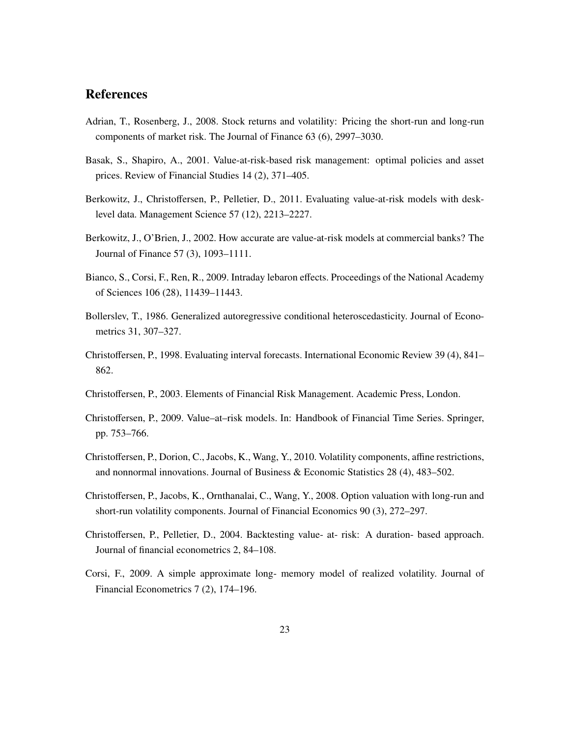## References

Adrian, T., Rosenberg, J., 2008. Stock returns and volatility: Pricing the short-run and long-run components of market risk. The Journal of Finance 63 (6), 2997–3030.

Basak, S., Shapiro, A., 2001. Value-at-risk-based risk management: optimal policies and asset prices. Review of Financial Studies 14 (2), 371–405.

Berkowitz, J., Christoffersen, P., Pelletier, D., 2011. Evaluating value-at-risk models with desk-level data. Management Science 57 (12), 2213–2227.

Berkowitz, J., O'Brien, J., 2002. How accurate are value-at-risk models at commercial banks? The Journal of Finance 57 (3), 1093–1111.

Bianco, S., Corsi, F., Ren, R., 2009. Intraday lebaron effects. Proceedings of the National Academy of Sciences 106 (28), 11439–11443.

Bollerslev, T., 1986. Generalized autoregressive conditional heteroscedasticity. Journal of Econometrics 31, 307–327.

Christoffersen, P., 1998. Evaluating interval forecasts. International Economic Review 39 (4), 841–862.

Christoffersen, P., 2003. Elements of Financial Risk Management. Academic Press, London.

Christoffersen, P., 2009. Value–at–risk models. In: Handbook of Financial Time Series. Springer, pp. 753–766.

Christoffersen, P., Dorion, C., Jacobs, K., Wang, Y., 2010. Volatility components, affine restrictions, and nonnormal innovations. Journal of Business & Economic Statistics 28 (4), 483–502.

Christoffersen, P., Jacobs, K., Ornthanalai, C., Wang, Y., 2008. Option valuation with long-run and short-run volatility components. Journal of Financial Economics 90 (3), 272–297.

Christoffersen, P., Pelletier, D., 2004. Backtesting value- at- risk: A duration- based approach. Journal of financial econometrics 2, 84–108.

Corsi, F., 2009. A simple approximate long- memory model of realized volatility. Journal of Financial Econometrics 7 (2), 174–196.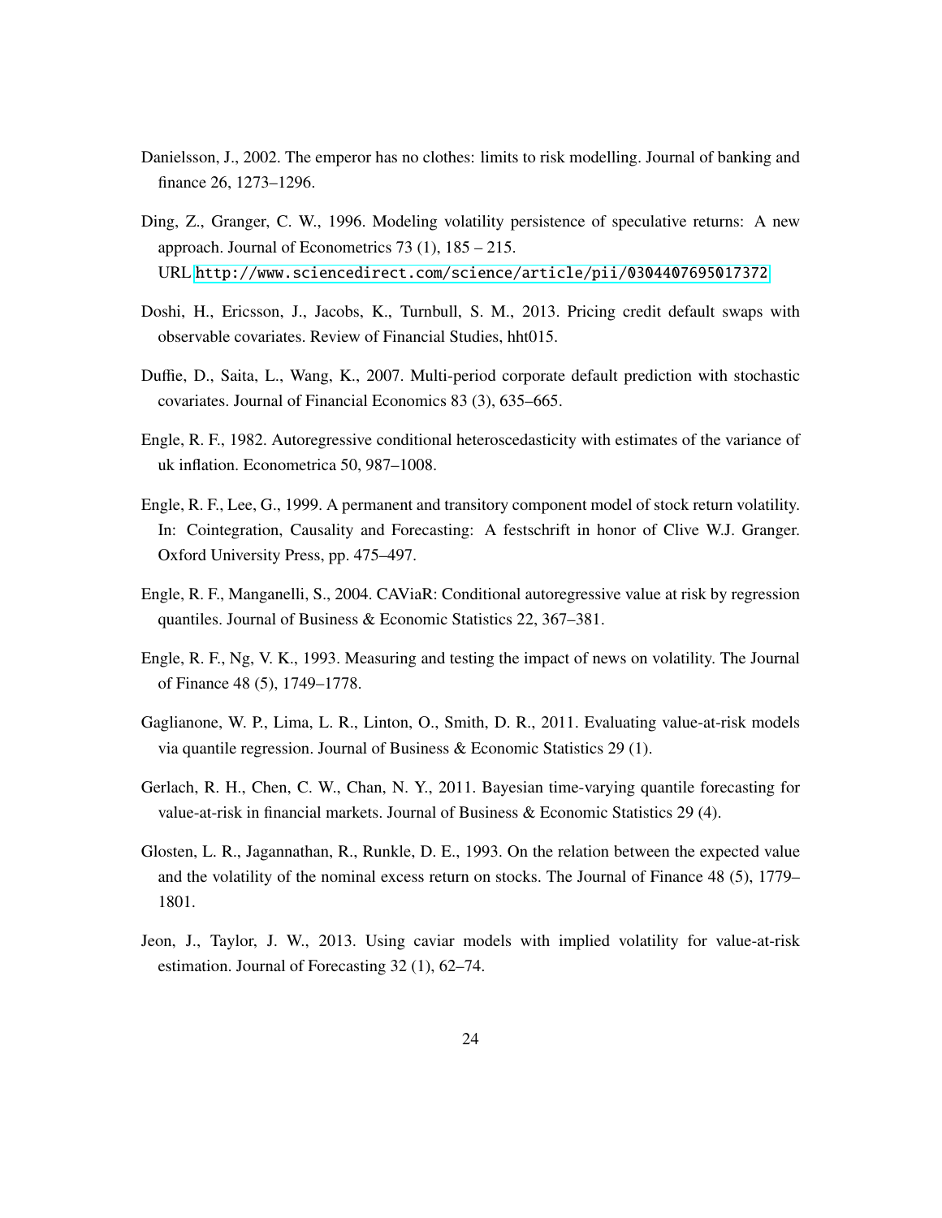Danielsson, J., 2002. The emperor has no clothes: limits to risk modelling. Journal of banking and finance 26, 1273–1296.

Ding, Z., Granger, C. W., 1996. Modeling volatility persistence of speculative returns: A new approach. Journal of Econometrics 73 (1), 185 – 215.
URL http://www.sciencedirect.com/science/article/pii/0304407695017372

Doshi, H., Ericsson, J., Jacobs, K., Turnbull, S. M., 2013. Pricing credit default swaps with observable covariates. Review of Financial Studies, hht015.

Duffie, D., Saita, L., Wang, K., 2007. Multi-period corporate default prediction with stochastic covariates. Journal of Financial Economics 83 (3), 635–665.

Engle, R. F., 1982. Autoregressive conditional heteroscedasticity with estimates of the variance of uk inflation. Econometrica 50, 987–1008.

Engle, R. F., Lee, G., 1999. A permanent and transitory component model of stock return volatility. In: Cointegration, Causality and Forecasting: A festschrift in honor of Clive W.J. Granger. Oxford University Press, pp. 475–497.

Engle, R. F., Manganelli, S., 2004. CAViaR: Conditional autoregressive value at risk by regression quantiles. Journal of Business & Economic Statistics 22, 367–381.

Engle, R. F., Ng, V. K., 1993. Measuring and testing the impact of news on volatility. The Journal of Finance 48 (5), 1749–1778.

Gaglianone, W. P., Lima, L. R., Linton, O., Smith, D. R., 2011. Evaluating value-at-risk models via quantile regression. Journal of Business & Economic Statistics 29 (1).

Gerlach, R. H., Chen, C. W., Chan, N. Y., 2011. Bayesian time-varying quantile forecasting for value-at-risk in financial markets. Journal of Business & Economic Statistics 29 (4).

Glosten, L. R., Jagannathan, R., Runkle, D. E., 1993. On the relation between the expected value and the volatility of the nominal excess return on stocks. The Journal of Finance 48 (5), 1779–1801.

Jeon, J., Taylor, J. W., 2013. Using caviar models with implied volatility for value-at-risk estimation. Journal of Forecasting 32 (1), 62–74.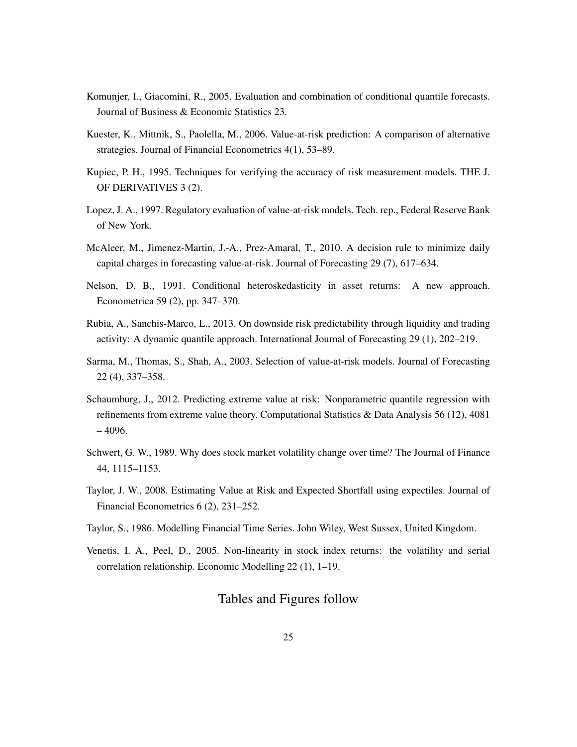Komunjer, I., Giacomini, R., 2005. Evaluation and combination of conditional quantile forecasts. Journal of Business & Economic Statistics 23.

Kuester, K., Mittnik, S., Paolella, M., 2006. Value-at-risk prediction: A comparison of alternative strategies. Journal of Financial Econometrics 4(1), 53–89.

Kupiec, P. H., 1995. Techniques for verifying the accuracy of risk measurement models. THE J. OF DERIVATIVES 3 (2).

Lopez, J. A., 1997. Regulatory evaluation of value-at-risk models. Tech. rep., Federal Reserve Bank of New York.

McAleer, M., Jimenez-Martin, J.-A., Prez-Amaral, T., 2010. A decision rule to minimize daily capital charges in forecasting value-at-risk. Journal of Forecasting 29 (7), 617–634.

Nelson, D. B., 1991. Conditional heteroskedasticity in asset returns: A new approach. Econometrica 59 (2), pp. 347–370.

Rubia, A., Sanchis-Marco, L., 2013. On downside risk predictability through liquidity and trading activity: A dynamic quantile approach. International Journal of Forecasting 29 (1), 202–219.

Sarma, M., Thomas, S., Shah, A., 2003. Selection of value-at-risk models. Journal of Forecasting 22 (4), 337–358.

Schaumburg, J., 2012. Predicting extreme value at risk: Nonparametric quantile regression with refinements from extreme value theory. Computational Statistics & Data Analysis 56 (12), 4081 – 4096.

Schwert, G. W., 1989. Why does stock market volatility change over time? The Journal of Finance 44, 1115–1153.

Taylor, J. W., 2008. Estimating Value at Risk and Expected Shortfall using expectiles. Journal of Financial Econometrics 6 (2), 231–252.

Taylor, S., 1986. Modelling Financial Time Series. John Wiley, West Sussex, United Kingdom.

Venetis, I. A., Peel, D., 2005. Non-linearity in stock index returns: the volatility and serial correlation relationship. Economic Modelling 22 (1), 1–19.

## Tables and Figures follow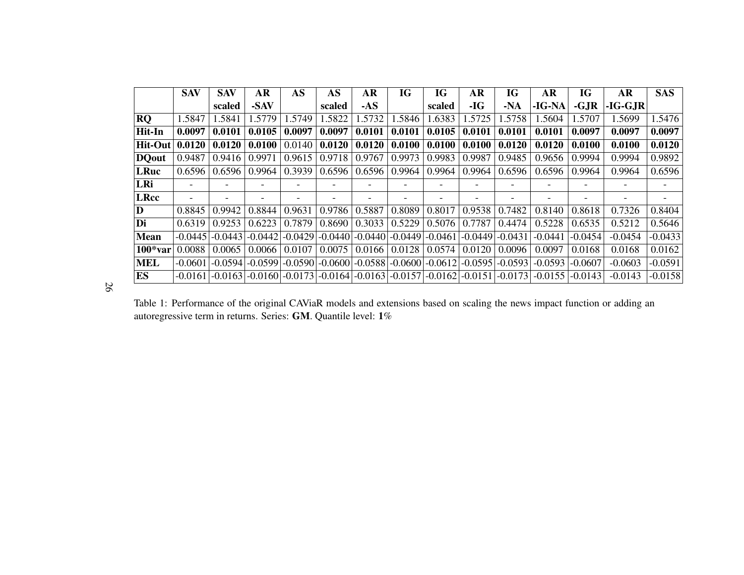| | **SAV** | **SAV scaled** | **AR -SAV** | **AS** | **AS scaled** | **AR -AS** | **IG** | **IG scaled** | **AR -IG** | **IG -NA** | **AR -IG-NA** | **IG -GJR** | **AR -IG-GJR** | **SAS** |
|---|---|---|---|---|---|---|---|---|---|---|---|---|---|---|
| **RQ** | 1.5847 | 1.5841 | 1.5779 | 1.5749 | 1.5822 | 1.5732 | 1.5846 | 1.6383 | 1.5725 | 1.5758 | 1.5604 | 1.5707 | 1.5699 | 1.5476 |
| **Hit-In** | **0.0097** | **0.0101** | **0.0105** | **0.0097** | **0.0097** | **0.0101** | **0.0101** | **0.0105** | **0.0101** | **0.0101** | **0.0101** | **0.0097** | **0.0097** | **0.0097** |
| **Hit-Out** | **0.0120** | **0.0120** | **0.0100** | 0.0140 | **0.0120** | **0.0120** | **0.0100** | **0.0100** | **0.0100** | **0.0120** | **0.0120** | **0.0100** | **0.0100** | **0.0120** |
| **DQout** | 0.9487 | 0.9416 | 0.9971 | 0.9615 | 0.9718 | 0.9767 | 0.9973 | 0.9983 | 0.9987 | 0.9485 | 0.9656 | 0.9994 | 0.9994 | 0.9892 |
| **LRuc** | 0.6596 | 0.6596 | 0.9964 | 0.3939 | 0.6596 | 0.6596 | 0.9964 | 0.9964 | 0.9964 | 0.6596 | 0.6596 | 0.9964 | 0.9964 | 0.6596 |
| **LRi** | - | - | - | - | - | - | - | - | - | - | - | - | - | - |
| **LRcc** | - | - | - | - | - | - | - | - | - | - | - | - | - | - |
| **D** | 0.8845 | 0.9942 | 0.8844 | 0.9631 | 0.9786 | 0.5887 | 0.8089 | 0.8017 | 0.9538 | 0.7482 | 0.8140 | 0.8618 | 0.7326 | 0.8404 |
| **Di** | 0.6319 | 0.9253 | 0.6223 | 0.7879 | 0.8690 | 0.3033 | 0.5229 | 0.5076 | 0.7787 | 0.4474 | 0.5228 | 0.6535 | 0.5212 | 0.5646 |
| **Mean** | -0.0445 | -0.0443 | -0.0442 | -0.0429 | -0.0440 | -0.0440 | -0.0449 | -0.0461 | -0.0449 | -0.0431 | -0.0441 | -0.0454 | -0.0454 | -0.0433 |
| **100*var** | 0.0088 | 0.0065 | 0.0066 | 0.0107 | 0.0075 | 0.0166 | 0.0128 | 0.0574 | 0.0120 | 0.0096 | 0.0097 | 0.0168 | 0.0168 | 0.0162 |
| **MEL** | -0.0601 | -0.0594 | -0.0599 | -0.0590 | -0.0600 | -0.0588 | -0.0600 | -0.0612 | -0.0595 | -0.0593 | -0.0593 | -0.0607 | -0.0603 | -0.0591 |
| **ES** | -0.0161 | -0.0163 | -0.0160 | -0.0173 | -0.0164 | -0.0163 | -0.0157 | -0.0162 | -0.0151 | -0.0173 | -0.0155 | -0.0143 | -0.0143 | -0.0158 |

Table 1: Performance of the original CAViaR models and extensions based on scaling the news impact function or adding an autoregressive term in returns. Series: **GM**. Quantile level: **1**%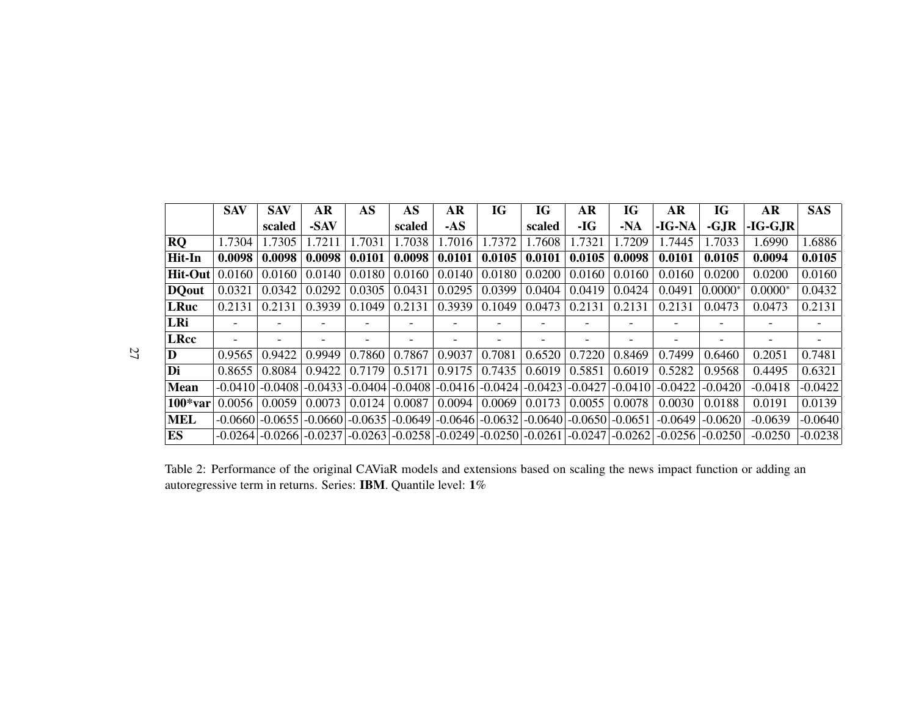|  | SAV | SAV scaled | AR -SAV | AS | AS scaled | AR -AS | IG | IG scaled | AR -IG | IG -NA | AR -IG-NA | IG -GJR | AR -IG-GJR | SAS |
|---|---|---|---|---|---|---|---|---|---|---|---|---|---|---|
| **RQ** | 1.7304 | 1.7305 | 1.7211 | 1.7031 | 1.7038 | 1.7016 | 1.7372 | 1.7608 | 1.7321 | 1.7209 | 1.7445 | 1.7033 | 1.6990 | 1.6886 |
| **Hit-In** | **0.0098** | **0.0098** | **0.0098** | **0.0101** | **0.0098** | **0.0101** | **0.0105** | **0.0101** | **0.0105** | **0.0098** | **0.0101** | **0.0105** | **0.0094** | **0.0105** |
| **Hit-Out** | 0.0160 | 0.0160 | 0.0140 | 0.0180 | 0.0160 | 0.0140 | 0.0180 | 0.0200 | 0.0160 | 0.0160 | 0.0160 | 0.0200 | 0.0200 | 0.0160 |
| **DQout** | 0.0321 | 0.0342 | 0.0292 | 0.0305 | 0.0431 | 0.0295 | 0.0399 | 0.0404 | 0.0419 | 0.0424 | 0.0491 | 0.0000* | 0.0000* | 0.0432 |
| **LRuc** | 0.2131 | 0.2131 | 0.3939 | 0.1049 | 0.2131 | 0.3939 | 0.1049 | 0.0473 | 0.2131 | 0.2131 | 0.2131 | 0.0473 | 0.0473 | 0.2131 |
| **LRi** | - | - | - | - | - | - | - | - | - | - | - | - | - | - |
| **LRcc** | - | - | - | - | - | - | - | - | - | - | - | - | - | - |
| **D** | 0.9565 | 0.9422 | 0.9949 | 0.7860 | 0.7867 | 0.9037 | 0.7081 | 0.6520 | 0.7220 | 0.8469 | 0.7499 | 0.6460 | 0.2051 | 0.7481 |
| **Di** | 0.8655 | 0.8084 | 0.9422 | 0.7179 | 0.5171 | 0.9175 | 0.7435 | 0.6019 | 0.5851 | 0.6019 | 0.5282 | 0.9568 | 0.4495 | 0.6321 |
| **Mean** | -0.0410 | -0.0408 | -0.0433 | -0.0404 | -0.0408 | -0.0416 | -0.0424 | -0.0423 | -0.0427 | -0.0410 | -0.0422 | -0.0420 | -0.0418 | -0.0422 |
| **100*var** | 0.0056 | 0.0059 | 0.0073 | 0.0124 | 0.0087 | 0.0094 | 0.0069 | 0.0173 | 0.0055 | 0.0078 | 0.0030 | 0.0188 | 0.0191 | 0.0139 |
| **MEL** | -0.0660 | -0.0655 | -0.0660 | -0.0635 | -0.0649 | -0.0646 | -0.0632 | -0.0640 | -0.0650 | -0.0651 | -0.0649 | -0.0620 | -0.0639 | -0.0640 |
| **ES** | -0.0264 | -0.0266 | -0.0237 | -0.0263 | -0.0258 | -0.0249 | -0.0250 | -0.0261 | -0.0247 | -0.0262 | -0.0256 | -0.0250 | -0.0250 | -0.0238 |

Table 2: Performance of the original CAViaR models and extensions based on scaling the news impact function or adding an autoregressive term in returns. Series: **IBM**. Quantile level: **1%**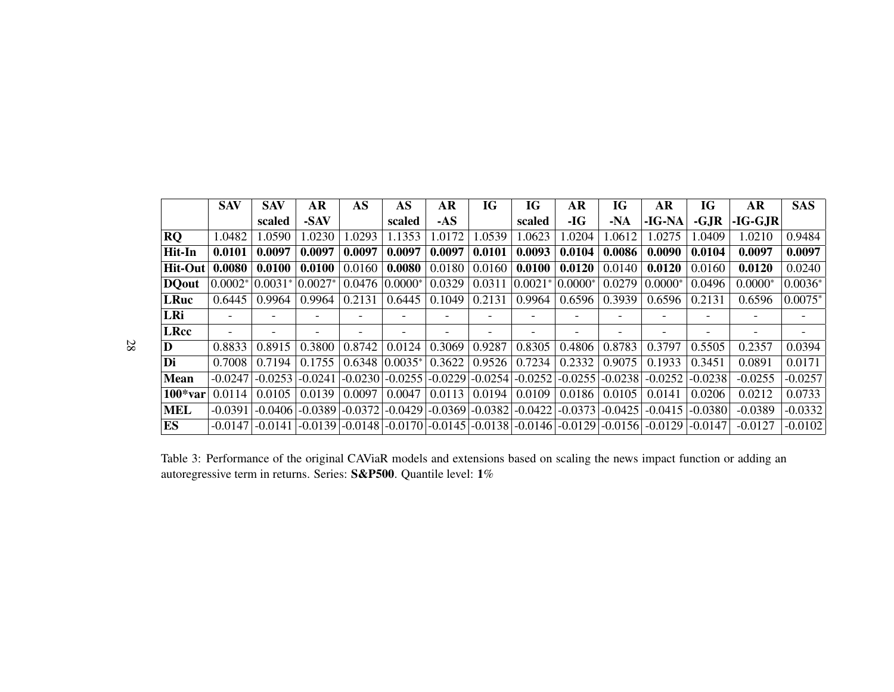| | SAV | SAV scaled | AR -SAV | AS | AS scaled | AR -AS | IG | IG scaled | AR -IG | IG -NA | AR -IG-NA | IG -GJR | AR -IG-GJR | SAS |
|---|---|---|---|---|---|---|---|---|---|---|---|---|---|---|
| **RQ** | 1.0482 | 1.0590 | 1.0230 | 1.0293 | 1.1353 | 1.0172 | 1.0539 | 1.0623 | 1.0204 | 1.0612 | 1.0275 | 1.0409 | 1.0210 | 0.9484 |
| **Hit-In** | **0.0101** | **0.0097** | **0.0097** | **0.0097** | **0.0097** | **0.0097** | **0.0101** | **0.0093** | **0.0104** | **0.0086** | **0.0090** | **0.0104** | **0.0097** | **0.0097** |
| **Hit-Out** | **0.0080** | **0.0100** | **0.0100** | 0.0160 | **0.0080** | 0.0180 | 0.0160 | **0.0100** | **0.0120** | 0.0140 | **0.0120** | 0.0160 | **0.0120** | 0.0240 |
| **DQout** | 0.0002* | 0.0031* | 0.0027* | 0.0476 | 0.0000* | 0.0329 | 0.0311 | 0.0021* | 0.0000* | 0.0279 | 0.0000* | 0.0496 | 0.0000* | 0.0036* |
| **LRuc** | 0.6445 | 0.9964 | 0.9964 | 0.2131 | 0.6445 | 0.1049 | 0.2131 | 0.9964 | 0.6596 | 0.3939 | 0.6596 | 0.2131 | 0.6596 | 0.0075* |
| **LRi** | - | - | - | - | - | - | - | - | - | - | - | - | - | - |
| **LRcc** | - | - | - | - | - | - | - | - | - | - | - | - | - | - |
| **D** | 0.8833 | 0.8915 | 0.3800 | 0.8742 | 0.0124 | 0.3069 | 0.9287 | 0.8305 | 0.4806 | 0.8783 | 0.3797 | 0.5505 | 0.2357 | 0.0394 |
| **Di** | 0.7008 | 0.7194 | 0.1755 | 0.6348 | 0.0035* | 0.3622 | 0.9526 | 0.7234 | 0.2332 | 0.9075 | 0.1933 | 0.3451 | 0.0891 | 0.0171 |
| **Mean** | -0.0247 | -0.0253 | -0.0241 | -0.0230 | -0.0255 | -0.0229 | -0.0254 | -0.0252 | -0.0255 | -0.0238 | -0.0252 | -0.0238 | -0.0255 | -0.0257 |
| **100*var** | 0.0114 | 0.0105 | 0.0139 | 0.0097 | 0.0047 | 0.0113 | 0.0194 | 0.0109 | 0.0186 | 0.0105 | 0.0141 | 0.0206 | 0.0212 | 0.0733 |
| **MEL** | -0.0391 | -0.0406 | -0.0389 | -0.0372 | -0.0429 | -0.0369 | -0.0382 | -0.0422 | -0.0373 | -0.0425 | -0.0415 | -0.0380 | -0.0389 | -0.0332 |
| **ES** | -0.0147 | -0.0141 | -0.0139 | -0.0148 | -0.0170 | -0.0145 | -0.0138 | -0.0146 | -0.0129 | -0.0156 | -0.0129 | -0.0147 | -0.0127 | -0.0102 |

Table 3: Performance of the original CAViaR models and extensions based on scaling the news impact function or adding an autoregressive term in returns. Series: **S&P500**. Quantile level: **1**%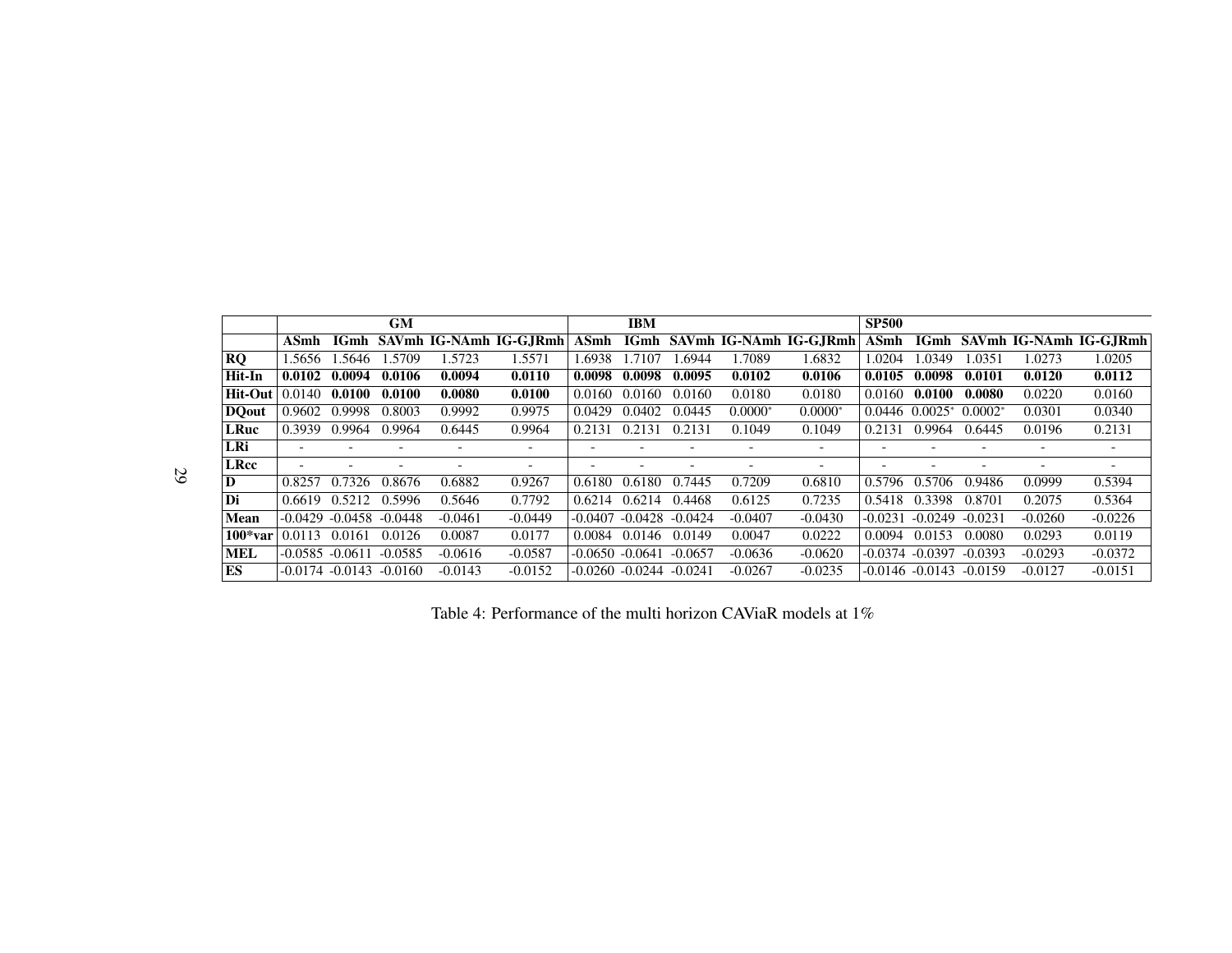| | GM | | | | | IBM | | | | | SP500 | | | | |
|---|---|---|---|---|---|---|---|---|---|---|---|---|---|---|---|
| | **ASmh** | **IGmh** | **SAVmh** | **IG-NAmh** | **IG-GJRmh** | **ASmh** | **IGmh** | **SAVmh** | **IG-NAmh** | **IG-GJRmh** | **ASmh** | **IGmh** | **SAVmh** | **IG-NAmh** | **IG-GJRmh** |
| **RQ** | 1.5656 | 1.5646 | 1.5709 | 1.5723 | 1.5571 | 1.6938 | 1.7107 | 1.6944 | 1.7089 | 1.6832 | 1.0204 | 1.0349 | 1.0351 | 1.0273 | 1.0205 |
| **Hit-In** | **0.0102** | **0.0094** | **0.0106** | **0.0094** | **0.0110** | **0.0098** | **0.0098** | **0.0095** | **0.0102** | **0.0106** | **0.0105** | **0.0098** | **0.0101** | **0.0120** | **0.0112** |
| **Hit-Out** | 0.0140 | **0.0100** | **0.0100** | **0.0080** | **0.0100** | 0.0160 | 0.0160 | 0.0160 | 0.0180 | 0.0180 | 0.0160 | **0.0100** | **0.0080** | 0.0220 | 0.0160 |
| **DQout** | 0.9602 | 0.9998 | 0.8003 | 0.9992 | 0.9975 | 0.0429 | 0.0402 | 0.0445 | 0.0000* | 0.0000* | 0.0446 | 0.0025* | 0.0002* | 0.0301 | 0.0340 |
| **LRuc** | 0.3939 | 0.9964 | 0.9964 | 0.6445 | 0.9964 | 0.2131 | 0.2131 | 0.2131 | 0.1049 | 0.1049 | 0.2131 | 0.9964 | 0.6445 | 0.0196 | 0.2131 |
| **LRi** | - | - | - | - | - | - | - | - | - | - | - | - | - | - | - |
| **LRcc** | - | - | - | - | - | - | - | - | - | - | - | - | - | - | - |
| **D** | 0.8257 | 0.7326 | 0.8676 | 0.6882 | 0.9267 | 0.6180 | 0.6180 | 0.7445 | 0.7209 | 0.6810 | 0.5796 | 0.5706 | 0.9486 | 0.0999 | 0.5394 |
| **Di** | 0.6619 | 0.5212 | 0.5996 | 0.5646 | 0.7792 | 0.6214 | 0.6214 | 0.4468 | 0.6125 | 0.7235 | 0.5418 | 0.3398 | 0.8701 | 0.2075 | 0.5364 |
| **Mean** | -0.0429 | -0.0458 | -0.0448 | -0.0461 | -0.0449 | -0.0407 | -0.0428 | -0.0424 | -0.0407 | -0.0430 | -0.0231 | -0.0249 | -0.0231 | -0.0260 | -0.0226 |
| **100*var** | 0.0113 | 0.0161 | 0.0126 | 0.0087 | 0.0177 | 0.0084 | 0.0146 | 0.0149 | 0.0047 | 0.0222 | 0.0094 | 0.0153 | 0.0080 | 0.0293 | 0.0119 |
| **MEL** | -0.0585 | -0.0611 | -0.0585 | -0.0616 | -0.0587 | -0.0650 | -0.0641 | -0.0657 | -0.0636 | -0.0620 | -0.0374 | -0.0397 | -0.0393 | -0.0293 | -0.0372 |
| **ES** | -0.0174 | -0.0143 | -0.0160 | -0.0143 | -0.0152 | -0.0260 | -0.0244 | -0.0241 | -0.0267 | -0.0235 | -0.0146 | -0.0143 | -0.0159 | -0.0127 | -0.0151 |

Table 4: Performance of the multi horizon CAViaR models at 1%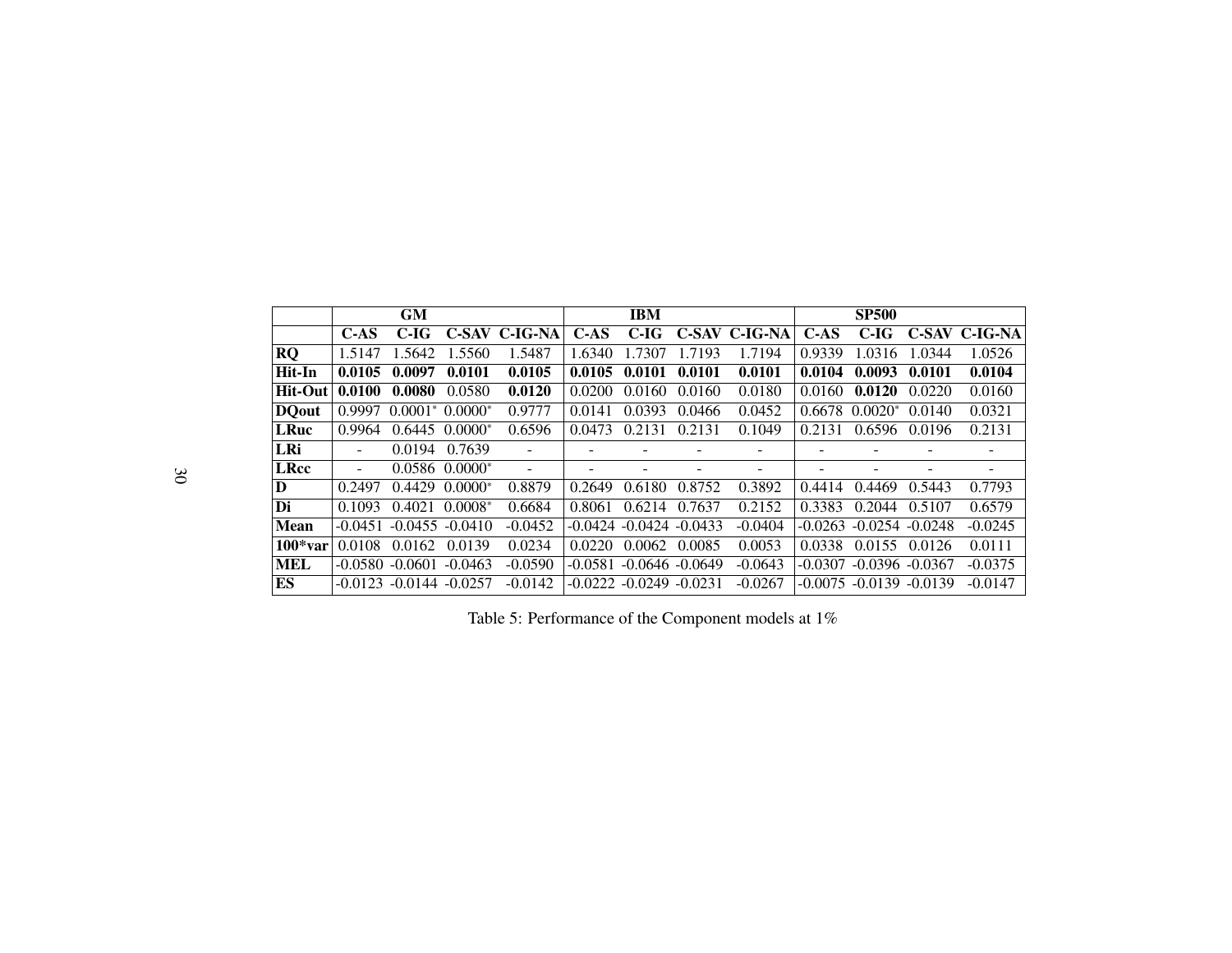| | GM | | | | IBM | | | | SP500 | | | |
|---|---|---|---|---|---|---|---|---|---|---|---|---|
| | **C-AS** | **C-IG** | **C-SAV** | **C-IG-NA** | **C-AS** | **C-IG** | **C-SAV** | **C-IG-NA** | **C-AS** | **C-IG** | **C-SAV** | **C-IG-NA** |
| **RQ** | 1.5147 | 1.5642 | 1.5560 | 1.5487 | 1.6340 | 1.7307 | 1.7193 | 1.7194 | 0.9339 | 1.0316 | 1.0344 | 1.0526 |
| **Hit-In** | **0.0105** | **0.0097** | **0.0101** | **0.0105** | **0.0105** | **0.0101** | **0.0101** | **0.0101** | **0.0104** | **0.0093** | **0.0101** | **0.0104** |
| **Hit-Out** | **0.0100** | **0.0080** | 0.0580 | **0.0120** | 0.0200 | 0.0160 | 0.0160 | 0.0180 | 0.0160 | **0.0120** | 0.0220 | 0.0160 |
| **DQout** | 0.9997 | $0.0001^{*}$ | $0.0000^{*}$ | 0.9777 | 0.0141 | 0.0393 | 0.0466 | 0.0452 | 0.6678 | $0.0020^{*}$ | 0.0140 | 0.0321 |
| **LRuc** | 0.9964 | 0.6445 | $0.0000^{*}$ | 0.6596 | 0.0473 | 0.2131 | 0.2131 | 0.1049 | 0.2131 | 0.6596 | 0.0196 | 0.2131 |
| **LRi** | - | 0.0194 | 0.7639 | - | - | - | - | - | - | - | - | - |
| **LRcc** | - | 0.0586 | $0.0000^{*}$ | - | - | - | - | - | - | - | - | - |
| **D** | 0.2497 | 0.4429 | $0.0000^{*}$ | 0.8879 | 0.2649 | 0.6180 | 0.8752 | 0.3892 | 0.4414 | 0.4469 | 0.5443 | 0.7793 |
| **Di** | 0.1093 | 0.4021 | $0.0008^{*}$ | 0.6684 | 0.8061 | 0.6214 | 0.7637 | 0.2152 | 0.3383 | 0.2044 | 0.5107 | 0.6579 |
| **Mean** | -0.0451 | -0.0455 | -0.0410 | -0.0452 | -0.0424 | -0.0424 | -0.0433 | -0.0404 | -0.0263 | -0.0254 | -0.0248 | -0.0245 |
| **100*var** | 0.0108 | 0.0162 | 0.0139 | 0.0234 | 0.0220 | 0.0062 | 0.0085 | 0.0053 | 0.0338 | 0.0155 | 0.0126 | 0.0111 |
| **MEL** | -0.0580 | -0.0601 | -0.0463 | -0.0590 | -0.0581 | -0.0646 | -0.0649 | -0.0643 | -0.0307 | -0.0396 | -0.0367 | -0.0375 |
| **ES** | -0.0123 | -0.0144 | -0.0257 | -0.0142 | -0.0222 | -0.0249 | -0.0231 | -0.0267 | -0.0075 | -0.0139 | -0.0139 | -0.0147 |

Table 5: Performance of the Component models at 1%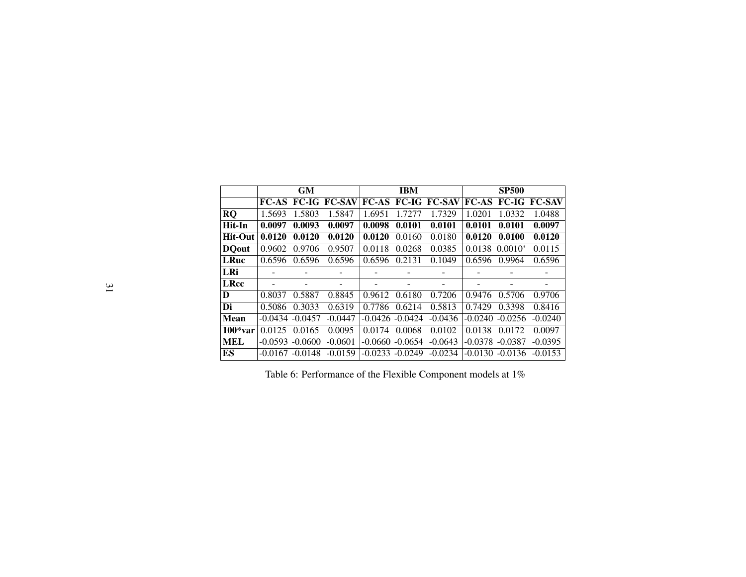| | GM | | | IBM | | | SP500 | | |
|---|---|---|---|---|---|---|---|---|---|
| | **FC-AS** | **FC-IG** | **FC-SAV** | **FC-AS** | **FC-IG** | **FC-SAV** | **FC-AS** | **FC-IG** | **FC-SAV** |
| **RQ** | 1.5693 | 1.5803 | 1.5847 | 1.6951 | 1.7277 | 1.7329 | 1.0201 | 1.0332 | 1.0488 |
| **Hit-In** | **0.0097** | **0.0093** | **0.0097** | **0.0098** | **0.0101** | **0.0101** | **0.0101** | **0.0101** | **0.0097** |
| **Hit-Out** | **0.0120** | **0.0120** | **0.0120** | **0.0120** | 0.0160 | 0.0180 | **0.0120** | **0.0100** | **0.0120** |
| **DQout** | 0.9602 | 0.9706 | 0.9507 | 0.0118 | 0.0268 | 0.0385 | 0.0138 | 0.0010* | 0.0115 |
| **LRuc** | 0.6596 | 0.6596 | 0.6596 | 0.6596 | 0.2131 | 0.1049 | 0.6596 | 0.9964 | 0.6596 |
| **LRi** | - | - | - | - | - | - | - | - | - |
| **LRcc** | - | - | - | - | - | - | - | - | - |
| **D** | 0.8037 | 0.5887 | 0.8845 | 0.9612 | 0.6180 | 0.7206 | 0.9476 | 0.5706 | 0.9706 |
| **Di** | 0.5086 | 0.3033 | 0.6319 | 0.7786 | 0.6214 | 0.5813 | 0.7429 | 0.3398 | 0.8416 |
| **Mean** | -0.0434 | -0.0457 | -0.0447 | -0.0426 | -0.0424 | -0.0436 | -0.0240 | -0.0256 | -0.0240 |
| **100*var** | 0.0125 | 0.0165 | 0.0095 | 0.0174 | 0.0068 | 0.0102 | 0.0138 | 0.0172 | 0.0097 |
| **MEL** | -0.0593 | -0.0600 | -0.0601 | -0.0660 | -0.0654 | -0.0643 | -0.0378 | -0.0387 | -0.0395 |
| **ES** | -0.0167 | -0.0148 | -0.0159 | -0.0233 | -0.0249 | -0.0234 | -0.0130 | -0.0136 | -0.0153 |

Table 6: Performance of the Flexible Component models at 1%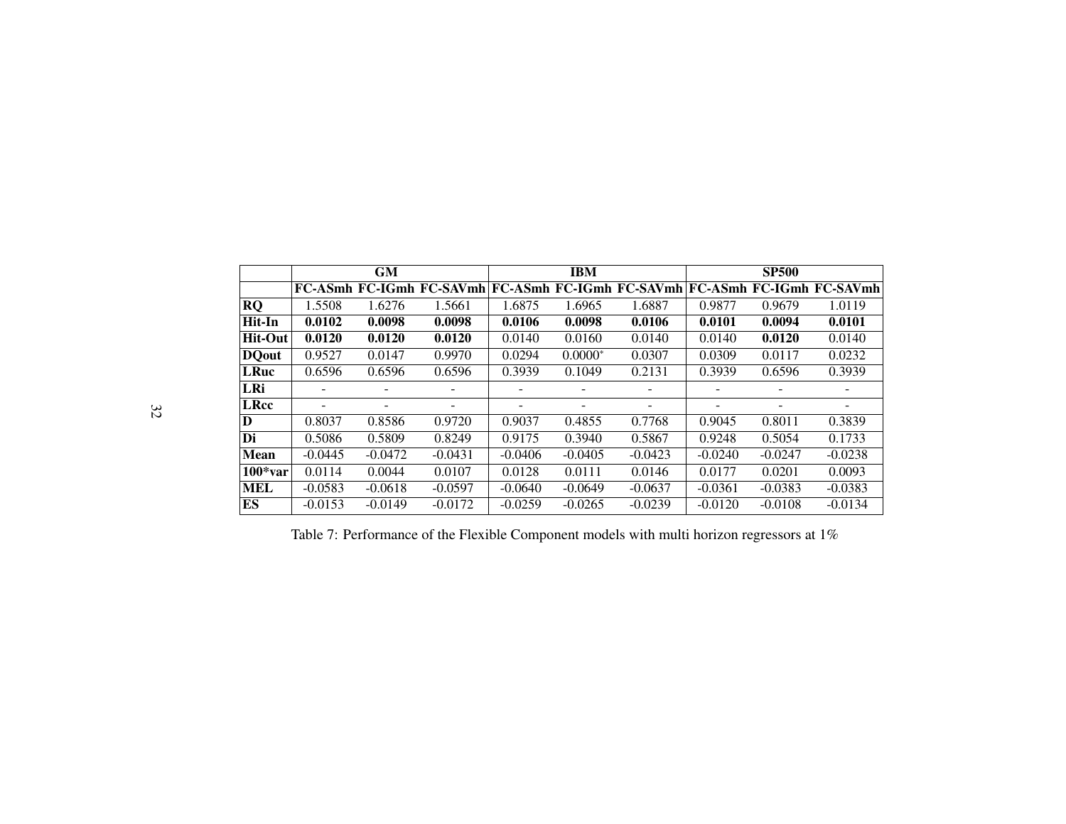| | GM | | | IBM | | | SP500 | | |
|---|---|---|---|---|---|---|---|---|---|
| | **FC-ASmh** | **FC-IGmh** | **FC-SAVmh** | **FC-ASmh** | **FC-IGmh** | **FC-SAVmh** | **FC-ASmh** | **FC-IGmh** | **FC-SAVmh** |
| **RQ** | 1.5508 | 1.6276 | 1.5661 | 1.6875 | 1.6965 | 1.6887 | 0.9877 | 0.9679 | 1.0119 |
| **Hit-In** | **0.0102** | **0.0098** | **0.0098** | **0.0106** | **0.0098** | **0.0106** | **0.0101** | **0.0094** | **0.0101** |
| **Hit-Out** | **0.0120** | **0.0120** | **0.0120** | 0.0140 | 0.0160 | 0.0140 | 0.0140 | **0.0120** | 0.0140 |
| **DQout** | 0.9527 | 0.0147 | 0.9970 | 0.0294 | 0.0000* | 0.0307 | 0.0309 | 0.0117 | 0.0232 |
| **LRuc** | 0.6596 | 0.6596 | 0.6596 | 0.3939 | 0.1049 | 0.2131 | 0.3939 | 0.6596 | 0.3939 |
| **LRi** | - | - | - | - | - | - | - | - | - |
| **LRcc** | - | - | - | - | - | - | - | - | - |
| **D** | 0.8037 | 0.8586 | 0.9720 | 0.9037 | 0.4855 | 0.7768 | 0.9045 | 0.8011 | 0.3839 |
| **Di** | 0.5086 | 0.5809 | 0.8249 | 0.9175 | 0.3940 | 0.5867 | 0.9248 | 0.5054 | 0.1733 |
| **Mean** | -0.0445 | -0.0472 | -0.0431 | -0.0406 | -0.0405 | -0.0423 | -0.0240 | -0.0247 | -0.0238 |
| **100*var** | 0.0114 | 0.0044 | 0.0107 | 0.0128 | 0.0111 | 0.0146 | 0.0177 | 0.0201 | 0.0093 |
| **MEL** | -0.0583 | -0.0618 | -0.0597 | -0.0640 | -0.0649 | -0.0637 | -0.0361 | -0.0383 | -0.0383 |
| **ES** | -0.0153 | -0.0149 | -0.0172 | -0.0259 | -0.0265 | -0.0239 | -0.0120 | -0.0108 | -0.0134 |

Table 7: Performance of the Flexible Component models with multi horizon regressors at 1%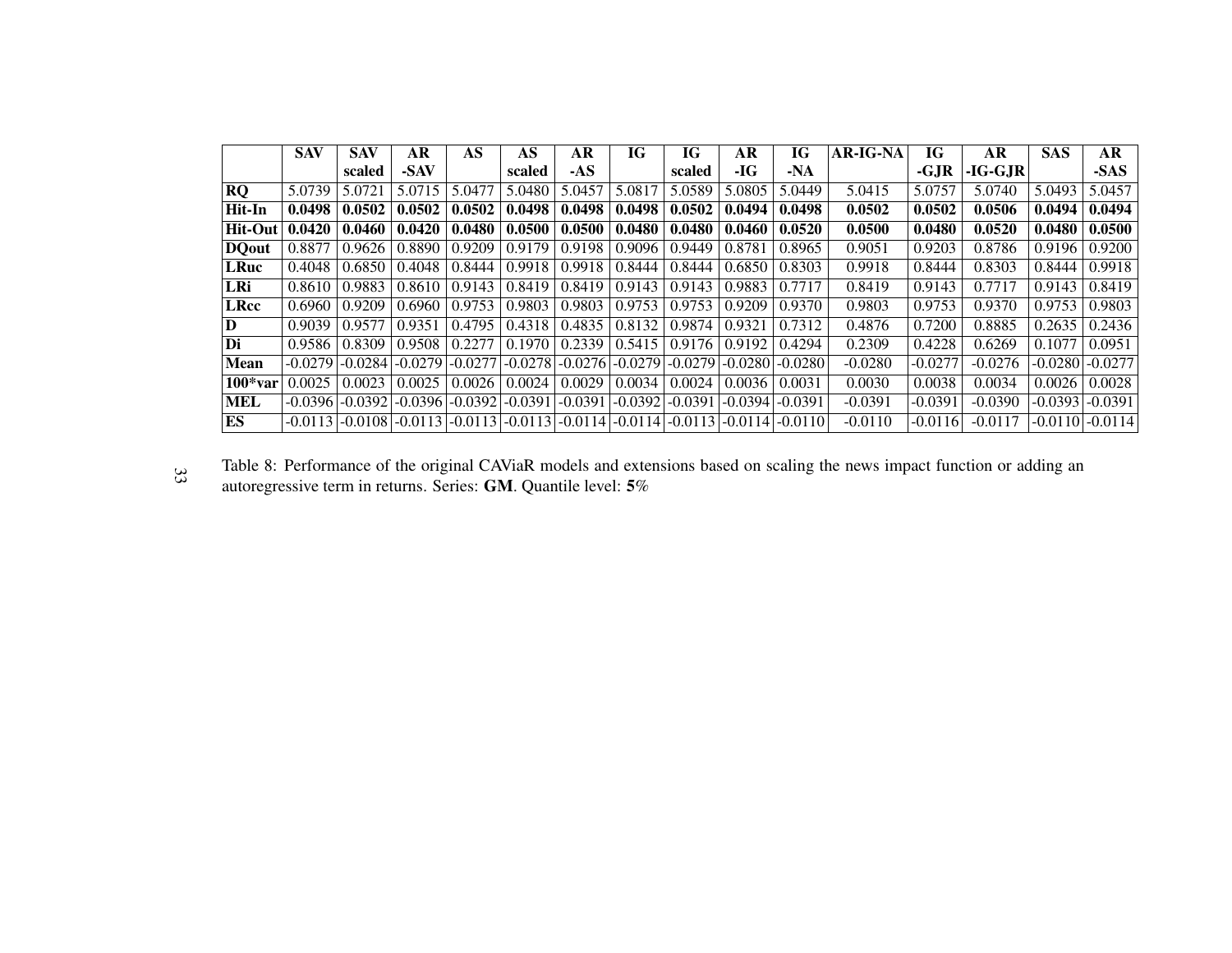| | SAV | SAV scaled | AR -SAV | AS | AS scaled | AR -AS | IG | IG scaled | AR -IG | IG -NA | AR-IG-NA | IG -GJR | AR -IG-GJR | SAS | AR -SAS |
|---|---|---|---|---|---|---|---|---|---|---|---|---|---|---|---|
| **RQ** | 5.0739 | 5.0721 | 5.0715 | 5.0477 | 5.0480 | 5.0457 | 5.0817 | 5.0589 | 5.0805 | 5.0449 | 5.0415 | 5.0757 | 5.0740 | 5.0493 | 5.0457 |
| **Hit-In** | **0.0498** | **0.0502** | **0.0502** | **0.0502** | **0.0498** | **0.0498** | **0.0498** | **0.0502** | **0.0494** | **0.0498** | **0.0502** | **0.0502** | **0.0506** | **0.0494** | **0.0494** |
| **Hit-Out** | **0.0420** | **0.0460** | **0.0420** | **0.0480** | **0.0500** | **0.0500** | **0.0480** | **0.0480** | **0.0460** | **0.0520** | **0.0500** | **0.0480** | **0.0520** | **0.0480** | **0.0500** |
| **DQout** | 0.8877 | 0.9626 | 0.8890 | 0.9209 | 0.9179 | 0.9198 | 0.9096 | 0.9449 | 0.8781 | 0.8965 | 0.9051 | 0.9203 | 0.8786 | 0.9196 | 0.9200 |
| **LRuc** | 0.4048 | 0.6850 | 0.4048 | 0.8444 | 0.9918 | 0.9918 | 0.8444 | 0.8444 | 0.6850 | 0.8303 | 0.9918 | 0.8444 | 0.8303 | 0.8444 | 0.9918 |
| **LRi** | 0.8610 | 0.9883 | 0.8610 | 0.9143 | 0.8419 | 0.8419 | 0.9143 | 0.9143 | 0.9883 | 0.7717 | 0.8419 | 0.9143 | 0.7717 | 0.9143 | 0.8419 |
| **LRcc** | 0.6960 | 0.9209 | 0.6960 | 0.9753 | 0.9803 | 0.9803 | 0.9753 | 0.9753 | 0.9209 | 0.9370 | 0.9803 | 0.9753 | 0.9370 | 0.9753 | 0.9803 |
| **D** | 0.9039 | 0.9577 | 0.9351 | 0.4795 | 0.4318 | 0.4835 | 0.8132 | 0.9874 | 0.9321 | 0.7312 | 0.4876 | 0.7200 | 0.8885 | 0.2635 | 0.2436 |
| **Di** | 0.9586 | 0.8309 | 0.9508 | 0.2277 | 0.1970 | 0.2339 | 0.5415 | 0.9176 | 0.9192 | 0.4294 | 0.2309 | 0.4228 | 0.6269 | 0.1077 | 0.0951 |
| **Mean** | -0.0279 | -0.0284 | -0.0279 | -0.0277 | -0.0278 | -0.0276 | -0.0279 | -0.0279 | -0.0280 | -0.0280 | -0.0280 | -0.0277 | -0.0276 | -0.0280 | -0.0277 |
| **100*var** | 0.0025 | 0.0023 | 0.0025 | 0.0026 | 0.0024 | 0.0029 | 0.0034 | 0.0024 | 0.0036 | 0.0031 | 0.0030 | 0.0038 | 0.0034 | 0.0026 | 0.0028 |
| **MEL** | -0.0396 | -0.0392 | -0.0396 | -0.0392 | -0.0391 | -0.0391 | -0.0392 | -0.0391 | -0.0394 | -0.0391 | -0.0391 | -0.0391 | -0.0390 | -0.0393 | -0.0391 |
| **ES** | -0.0113 | -0.0108 | -0.0113 | -0.0113 | -0.0113 | -0.0114 | -0.0114 | -0.0113 | -0.0114 | -0.0110 | -0.0110 | -0.0116 | -0.0117 | -0.0110 | -0.0114 |

Table 8: Performance of the original CAViaR models and extensions based on scaling the news impact function or adding an autoregressive term in returns. Series: **GM**. Quantile level: **5**%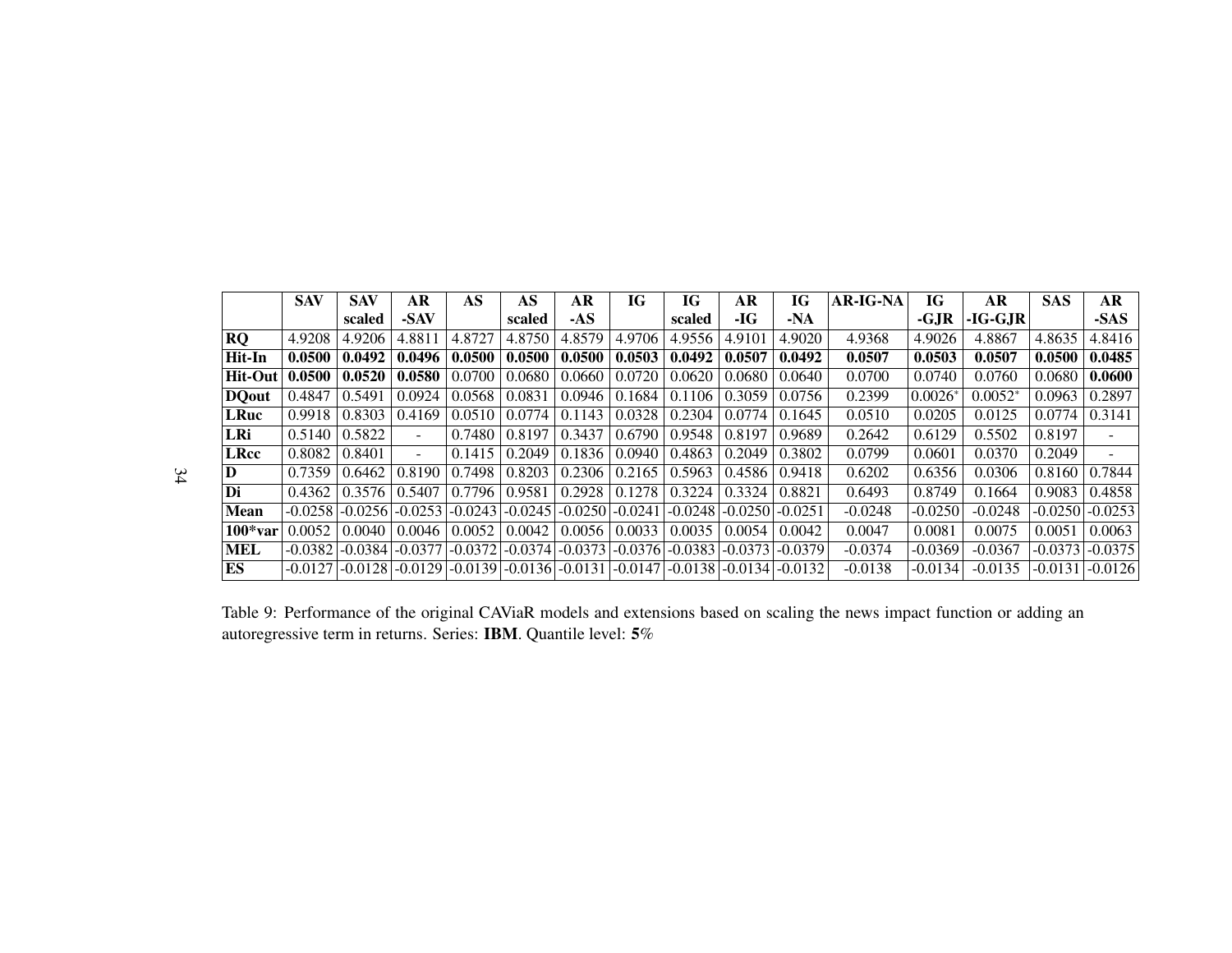|  | SAV | SAV scaled | AR -SAV | AS | AS scaled | AR -AS | IG | IG scaled | AR -IG | IG -NA | AR-IG-NA | IG -GJR | AR -IG-GJR | SAS | AR -SAS |
|---|---|---|---|---|---|---|---|---|---|---|---|---|---|---|---|
| **RQ** | 4.9208 | 4.9206 | 4.8811 | 4.8727 | 4.8750 | 4.8579 | 4.9706 | 4.9556 | 4.9101 | 4.9020 | 4.9368 | 4.9026 | 4.8867 | 4.8635 | 4.8416 |
| **Hit-In** | **0.0500** | **0.0492** | **0.0496** | **0.0500** | **0.0500** | **0.0500** | **0.0503** | **0.0492** | **0.0507** | **0.0492** | **0.0507** | **0.0503** | **0.0507** | **0.0500** | **0.0485** |
| **Hit-Out** | **0.0500** | **0.0520** | **0.0580** | 0.0700 | 0.0680 | 0.0660 | 0.0720 | 0.0620 | 0.0680 | 0.0640 | 0.0700 | 0.0740 | 0.0760 | 0.0680 | **0.0600** |
| **DQout** | 0.4847 | 0.5491 | 0.0924 | 0.0568 | 0.0831 | 0.0946 | 0.1684 | 0.1106 | 0.3059 | 0.0756 | 0.2399 | 0.0026* | 0.0052* | 0.0963 | 0.2897 |
| **LRuc** | 0.9918 | 0.8303 | 0.4169 | 0.0510 | 0.0774 | 0.1143 | 0.0328 | 0.2304 | 0.0774 | 0.1645 | 0.0510 | 0.0205 | 0.0125 | 0.0774 | 0.3141 |
| **LRi** | 0.5140 | 0.5822 | - | 0.7480 | 0.8197 | 0.3437 | 0.6790 | 0.9548 | 0.8197 | 0.9689 | 0.2642 | 0.6129 | 0.5502 | 0.8197 | - |
| **LRcc** | 0.8082 | 0.8401 | - | 0.1415 | 0.2049 | 0.1836 | 0.0940 | 0.4863 | 0.2049 | 0.3802 | 0.0799 | 0.0601 | 0.0370 | 0.2049 | - |
| **D** | 0.7359 | 0.6462 | 0.8190 | 0.7498 | 0.8203 | 0.2306 | 0.2165 | 0.5963 | 0.4586 | 0.9418 | 0.6202 | 0.6356 | 0.0306 | 0.8160 | 0.7844 |
| **Di** | 0.4362 | 0.3576 | 0.5407 | 0.7796 | 0.9581 | 0.2928 | 0.1278 | 0.3224 | 0.3324 | 0.8821 | 0.6493 | 0.8749 | 0.1664 | 0.9083 | 0.4858 |
| **Mean** | -0.0258 | -0.0256 | -0.0253 | -0.0243 | -0.0245 | -0.0250 | -0.0241 | -0.0248 | -0.0250 | -0.0251 | -0.0248 | -0.0250 | -0.0248 | -0.0250 | -0.0253 |
| **100*var** | 0.0052 | 0.0040 | 0.0046 | 0.0052 | 0.0042 | 0.0056 | 0.0033 | 0.0035 | 0.0054 | 0.0042 | 0.0047 | 0.0081 | 0.0075 | 0.0051 | 0.0063 |
| **MEL** | -0.0382 | -0.0384 | -0.0377 | -0.0372 | -0.0374 | -0.0373 | -0.0376 | -0.0383 | -0.0373 | -0.0379 | -0.0374 | -0.0369 | -0.0367 | -0.0373 | -0.0375 |
| **ES** | -0.0127 | -0.0128 | -0.0129 | -0.0139 | -0.0136 | -0.0131 | -0.0147 | -0.0138 | -0.0134 | -0.0132 | -0.0138 | -0.0134 | -0.0135 | -0.0131 | -0.0126 |

Table 9: Performance of the original CAViaR models and extensions based on scaling the news impact function or adding an autoregressive term in returns. Series: **IBM**. Quantile level: **5**%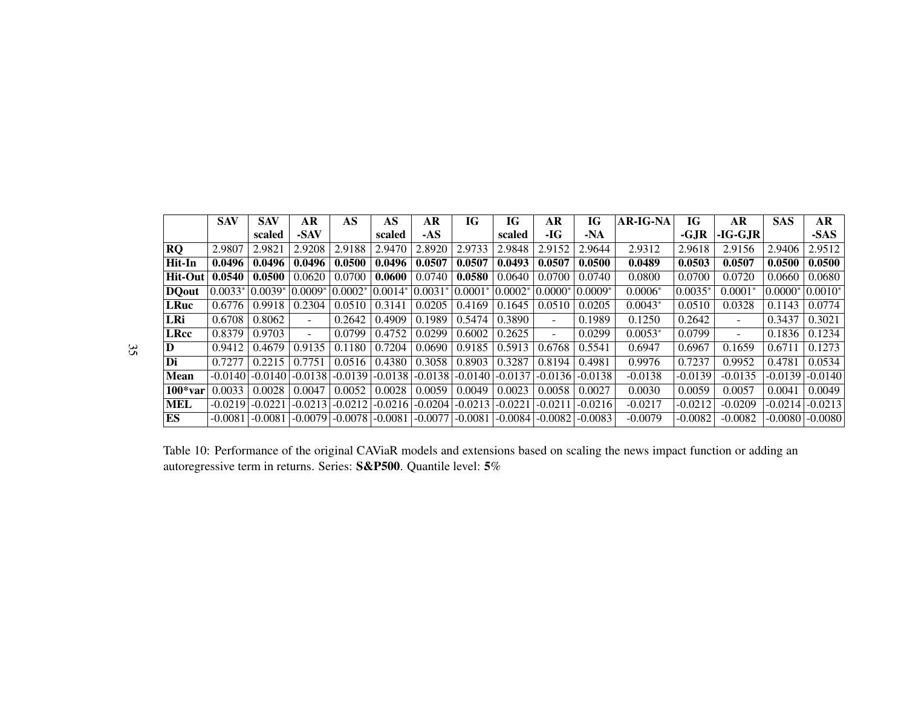| | SAV | SAV scaled | AR -SAV | AS | AS scaled | AR -AS | IG | IG scaled | AR -IG | IG -NA | AR-IG-NA | IG -GJR | AR -IG-GJR | SAS | AR -SAS |
|---|---|---|---|---|---|---|---|---|---|---|---|---|---|---|---|
| **RQ** | 2.9807 | 2.9821 | 2.9208 | 2.9188 | 2.9470 | 2.8920 | 2.9733 | 2.9848 | 2.9152 | 2.9644 | 2.9312 | 2.9618 | 2.9156 | 2.9406 | 2.9512 |
| **Hit-In** | **0.0496** | **0.0496** | **0.0496** | **0.0500** | **0.0496** | **0.0507** | **0.0507** | **0.0493** | **0.0507** | **0.0500** | **0.0489** | **0.0503** | **0.0507** | **0.0500** | **0.0500** |
| **Hit-Out** | **0.0540** | **0.0500** | 0.0620 | 0.0700 | **0.0600** | 0.0740 | **0.0580** | 0.0640 | 0.0700 | 0.0740 | 0.0800 | 0.0700 | 0.0720 | 0.0660 | 0.0680 |
| **DQout** | 0.0033* | 0.0039* | 0.0009* | 0.0002* | 0.0014* | 0.0031* | 0.0001* | 0.0002* | 0.0000* | 0.0009* | 0.0006* | 0.0035* | 0.0001* | 0.0000* | 0.0010* |
| **LRuc** | 0.6776 | 0.9918 | 0.2304 | 0.0510 | 0.3141 | 0.0205 | 0.4169 | 0.1645 | 0.0510 | 0.0205 | 0.0043* | 0.0510 | 0.0328 | 0.1143 | 0.0774 |
| **LRi** | 0.6708 | 0.8062 | - | 0.2642 | 0.4909 | 0.1989 | 0.5474 | 0.3890 | - | 0.1989 | 0.1250 | 0.2642 | - | 0.3437 | 0.3021 |
| **LRcc** | 0.8379 | 0.9703 | - | 0.0799 | 0.4752 | 0.0299 | 0.6002 | 0.2625 | - | 0.0299 | 0.0053* | 0.0799 | - | 0.1836 | 0.1234 |
| **D** | 0.9412 | 0.4679 | 0.9135 | 0.1180 | 0.7204 | 0.0690 | 0.9185 | 0.5913 | 0.6768 | 0.5541 | 0.6947 | 0.6967 | 0.1659 | 0.6711 | 0.1273 |
| **Di** | 0.7277 | 0.2215 | 0.7751 | 0.0516 | 0.4380 | 0.3058 | 0.8903 | 0.3287 | 0.8194 | 0.4981 | 0.9976 | 0.7237 | 0.9952 | 0.4781 | 0.0534 |
| **Mean** | -0.0140 | -0.0140 | -0.0138 | -0.0139 | -0.0138 | -0.0138 | -0.0140 | -0.0137 | -0.0136 | -0.0138 | -0.0138 | -0.0139 | -0.0135 | -0.0139 | -0.0140 |
| **100*var** | 0.0033 | 0.0028 | 0.0047 | 0.0052 | 0.0028 | 0.0059 | 0.0049 | 0.0023 | 0.0058 | 0.0027 | 0.0030 | 0.0059 | 0.0057 | 0.0041 | 0.0049 |
| **MEL** | -0.0219 | -0.0221 | -0.0213 | -0.0212 | -0.0216 | -0.0204 | -0.0213 | -0.0221 | -0.0211 | -0.0216 | -0.0217 | -0.0212 | -0.0209 | -0.0214 | -0.0213 |
| **ES** | -0.0081 | -0.0081 | -0.0079 | -0.0078 | -0.0081 | -0.0077 | -0.0081 | -0.0084 | -0.0082 | -0.0083 | -0.0079 | -0.0082 | -0.0082 | -0.0080 | -0.0080 |

Table 10: Performance of the original CAViaR models and extensions based on scaling the news impact function or adding an autoregressive term in returns. Series: **S&P500**. Quantile level: **5**%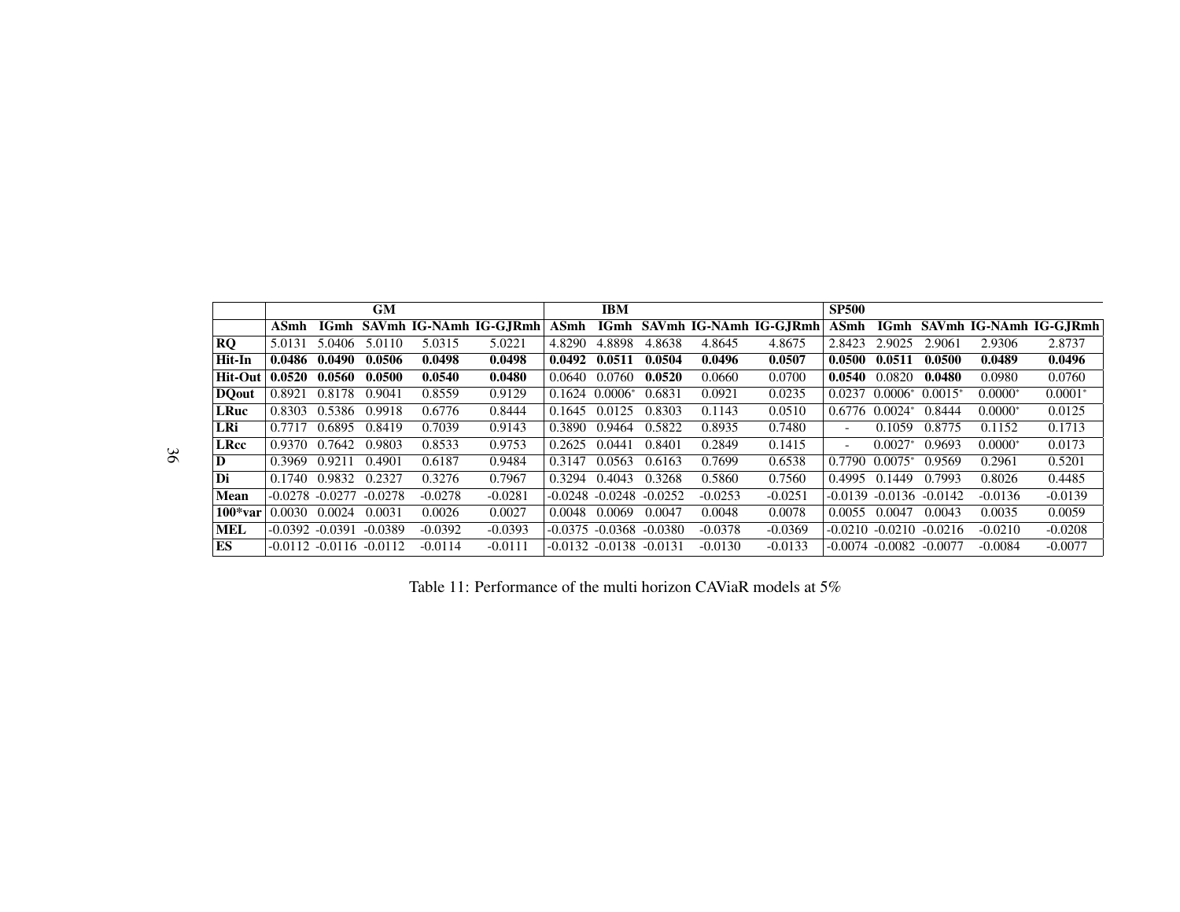| | GM | | | | | IBM | | | | | SP500 | | | | |
|---|---|---|---|---|---|---|---|---|---|---|---|---|---|---|---|
| | **ASmh** | **IGmh** | **SAVmh** | **IG-NAmh** | **IG-GJRmh** | **ASmh** | **IGmh** | **SAVmh** | **IG-NAmh** | **IG-GJRmh** | **ASmh** | **IGmh** | **SAVmh** | **IG-NAmh** | **IG-GJRmh** |
| **RQ** | 5.0131 | 5.0406 | 5.0110 | 5.0315 | 5.0221 | 4.8290 | 4.8898 | 4.8638 | 4.8645 | 4.8675 | 2.8423 | 2.9025 | 2.9061 | 2.9306 | 2.8737 |
| **Hit-In** | **0.0486** | **0.0490** | **0.0506** | **0.0498** | **0.0498** | **0.0492** | **0.0511** | **0.0504** | **0.0496** | **0.0507** | **0.0500** | **0.0511** | **0.0500** | **0.0489** | **0.0496** |
| **Hit-Out** | **0.0520** | **0.0560** | **0.0500** | **0.0540** | **0.0480** | 0.0640 | 0.0760 | **0.0520** | 0.0660 | 0.0700 | **0.0540** | 0.0820 | **0.0480** | 0.0980 | 0.0760 |
| **DQout** | 0.8921 | 0.8178 | 0.9041 | 0.8559 | 0.9129 | 0.1624 | 0.0006* | 0.6831 | 0.0921 | 0.0235 | 0.0237 | 0.0006* | 0.0015* | 0.0000* | 0.0001* |
| **LRuc** | 0.8303 | 0.5386 | 0.9918 | 0.6776 | 0.8444 | 0.1645 | 0.0125 | 0.8303 | 0.1143 | 0.0510 | 0.6776 | 0.0024* | 0.8444 | 0.0000* | 0.0125 |
| **LRi** | 0.7717 | 0.6895 | 0.8419 | 0.7039 | 0.9143 | 0.3890 | 0.9464 | 0.5822 | 0.8935 | 0.7480 | - | 0.1059 | 0.8775 | 0.1152 | 0.1713 |
| **LRcc** | 0.9370 | 0.7642 | 0.9803 | 0.8533 | 0.9753 | 0.2625 | 0.0441 | 0.8401 | 0.2849 | 0.1415 | - | 0.0027* | 0.9693 | 0.0000* | 0.0173 |
| **D** | 0.3969 | 0.9211 | 0.4901 | 0.6187 | 0.9484 | 0.3147 | 0.0563 | 0.6163 | 0.7699 | 0.6538 | 0.7790 | 0.0075* | 0.9569 | 0.2961 | 0.5201 |
| **Di** | 0.1740 | 0.9832 | 0.2327 | 0.3276 | 0.7967 | 0.3294 | 0.4043 | 0.3268 | 0.5860 | 0.7560 | 0.4995 | 0.1449 | 0.7993 | 0.8026 | 0.4485 |
| **Mean** | -0.0278 | -0.0277 | -0.0278 | -0.0278 | -0.0281 | -0.0248 | -0.0248 | -0.0252 | -0.0253 | -0.0251 | -0.0139 | -0.0136 | -0.0142 | -0.0136 | -0.0139 |
| **100*var** | 0.0030 | 0.0024 | 0.0031 | 0.0026 | 0.0027 | 0.0048 | 0.0069 | 0.0047 | 0.0048 | 0.0078 | 0.0055 | 0.0047 | 0.0043 | 0.0035 | 0.0059 |
| **MEL** | -0.0392 | -0.0391 | -0.0389 | -0.0392 | -0.0393 | -0.0375 | -0.0368 | -0.0380 | -0.0378 | -0.0369 | -0.0210 | -0.0210 | -0.0216 | -0.0210 | -0.0208 |
| **ES** | -0.0112 | -0.0116 | -0.0112 | -0.0114 | -0.0111 | -0.0132 | -0.0138 | -0.0131 | -0.0130 | -0.0133 | -0.0074 | -0.0082 | -0.0077 | -0.0084 | -0.0077 |

Table 11: Performance of the multi horizon CAViaR models at 5%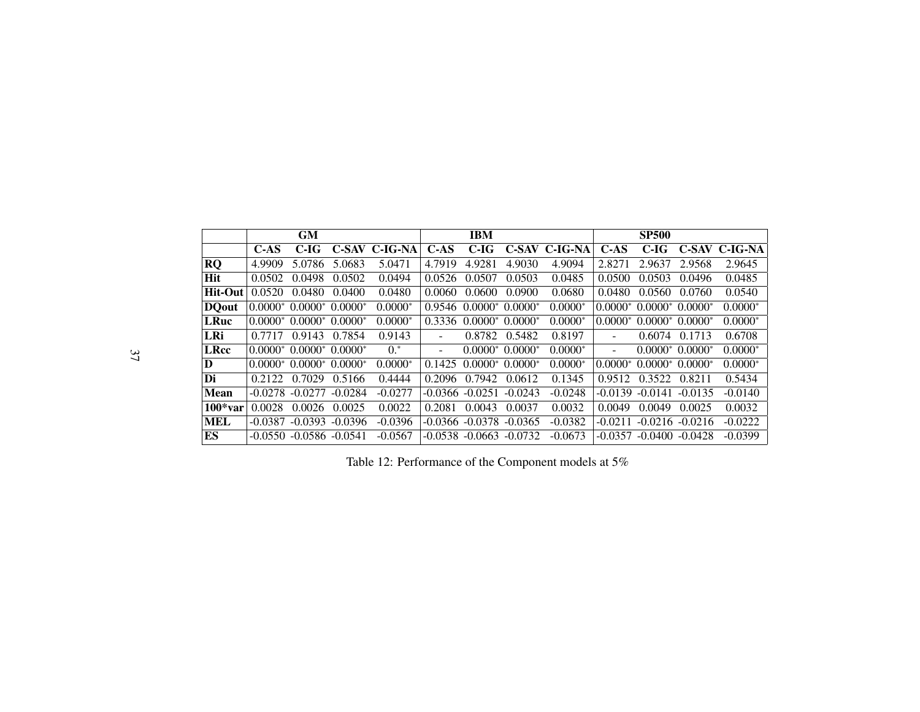| | GM | | | | IBM | | | | SP500 | | | |
|---|---|---|---|---|---|---|---|---|---|---|---|---|
| | **C-AS** | **C-IG** | **C-SAV** | **C-IG-NA** | **C-AS** | **C-IG** | **C-SAV** | **C-IG-NA** | **C-AS** | **C-IG** | **C-SAV** | **C-IG-NA** |
| **RQ** | 4.9909 | 5.0786 | 5.0683 | 5.0471 | 4.7919 | 4.9281 | 4.9030 | 4.9094 | 2.8271 | 2.9637 | 2.9568 | 2.9645 |
| **Hit** | 0.0502 | 0.0498 | 0.0502 | 0.0494 | 0.0526 | 0.0507 | 0.0503 | 0.0485 | 0.0500 | 0.0503 | 0.0496 | 0.0485 |
| **Hit-Out** | 0.0520 | 0.0480 | 0.0400 | 0.0480 | 0.0060 | 0.0600 | 0.0900 | 0.0680 | 0.0480 | 0.0560 | 0.0760 | 0.0540 |
| **DQout** | 0.0000* | 0.0000* | 0.0000* | 0.0000* | 0.9546 | 0.0000* | 0.0000* | 0.0000* | 0.0000* | 0.0000* | 0.0000* | 0.0000* |
| **LRuc** | 0.0000* | 0.0000* | 0.0000* | 0.0000* | 0.3336 | 0.0000* | 0.0000* | 0.0000* | 0.0000* | 0.0000* | 0.0000* | 0.0000* |
| **LRi** | 0.7717 | 0.9143 | 0.7854 | 0.9143 | - | 0.8782 | 0.5482 | 0.8197 | - | 0.6074 | 0.1713 | 0.6708 |
| **LRcc** | 0.0000* | 0.0000* | 0.0000* | 0.* | - | 0.0000* | 0.0000* | 0.0000* | - | 0.0000* | 0.0000* | 0.0000* |
| **D** | 0.0000* | 0.0000* | 0.0000* | 0.0000* | 0.1425 | 0.0000* | 0.0000* | 0.0000* | 0.0000* | 0.0000* | 0.0000* | 0.0000* |
| **Di** | 0.2122 | 0.7029 | 0.5166 | 0.4444 | 0.2096 | 0.7942 | 0.0612 | 0.1345 | 0.9512 | 0.3522 | 0.8211 | 0.5434 |
| **Mean** | -0.0278 | -0.0277 | -0.0284 | -0.0277 | -0.0366 | -0.0251 | -0.0243 | -0.0248 | -0.0139 | -0.0141 | -0.0135 | -0.0140 |
| **100*var** | 0.0028 | 0.0026 | 0.0025 | 0.0022 | 0.2081 | 0.0043 | 0.0037 | 0.0032 | 0.0049 | 0.0049 | 0.0025 | 0.0032 |
| **MEL** | -0.0387 | -0.0393 | -0.0396 | -0.0396 | -0.0366 | -0.0378 | -0.0365 | -0.0382 | -0.0211 | -0.0216 | -0.0216 | -0.0222 |
| **ES** | -0.0550 | -0.0586 | -0.0541 | -0.0567 | -0.0538 | -0.0663 | -0.0732 | -0.0673 | -0.0357 | -0.0400 | -0.0428 | -0.0399 |

Table 12: Performance of the Component models at 5%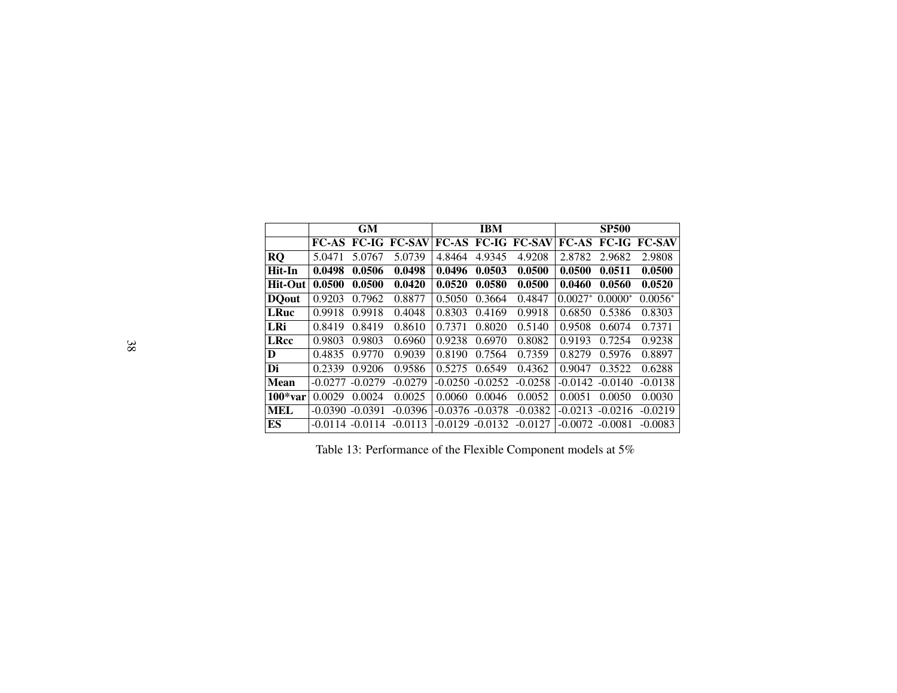| | GM | | | IBM | | | SP500 | | |
|---|---|---|---|---|---|---|---|---|---|
| | **FC-AS** | **FC-IG** | **FC-SAV** | **FC-AS** | **FC-IG** | **FC-SAV** | **FC-AS** | **FC-IG** | **FC-SAV** |
| **RQ** | 5.0471 | 5.0767 | 5.0739 | 4.8464 | 4.9345 | 4.9208 | 2.8782 | 2.9682 | 2.9808 |
| **Hit-In** | **0.0498** | **0.0506** | **0.0498** | **0.0496** | **0.0503** | **0.0500** | **0.0500** | **0.0511** | **0.0500** |
| **Hit-Out** | **0.0500** | **0.0500** | **0.0420** | **0.0520** | **0.0580** | **0.0500** | **0.0460** | **0.0560** | **0.0520** |
| **DQout** | 0.9203 | 0.7962 | 0.8877 | 0.5050 | 0.3664 | 0.4847 | 0.0027* | 0.0000* | 0.0056* |
| **LRuc** | 0.9918 | 0.9918 | 0.4048 | 0.8303 | 0.4169 | 0.9918 | 0.6850 | 0.5386 | 0.8303 |
| **LRi** | 0.8419 | 0.8419 | 0.8610 | 0.7371 | 0.8020 | 0.5140 | 0.9508 | 0.6074 | 0.7371 |
| **LRcc** | 0.9803 | 0.9803 | 0.6960 | 0.9238 | 0.6970 | 0.8082 | 0.9193 | 0.7254 | 0.9238 |
| **D** | 0.4835 | 0.9770 | 0.9039 | 0.8190 | 0.7564 | 0.7359 | 0.8279 | 0.5976 | 0.8897 |
| **Di** | 0.2339 | 0.9206 | 0.9586 | 0.5275 | 0.6549 | 0.4362 | 0.9047 | 0.3522 | 0.6288 |
| **Mean** | -0.0277 | -0.0279 | -0.0279 | -0.0250 | -0.0252 | -0.0258 | -0.0142 | -0.0140 | -0.0138 |
| **100*var** | 0.0029 | 0.0024 | 0.0025 | 0.0060 | 0.0046 | 0.0052 | 0.0051 | 0.0050 | 0.0030 |
| **MEL** | -0.0390 | -0.0391 | -0.0396 | -0.0376 | -0.0378 | -0.0382 | -0.0213 | -0.0216 | -0.0219 |
| **ES** | -0.0114 | -0.0114 | -0.0113 | -0.0129 | -0.0132 | -0.0127 | -0.0072 | -0.0081 | -0.0083 |

Table 13: Performance of the Flexible Component models at 5%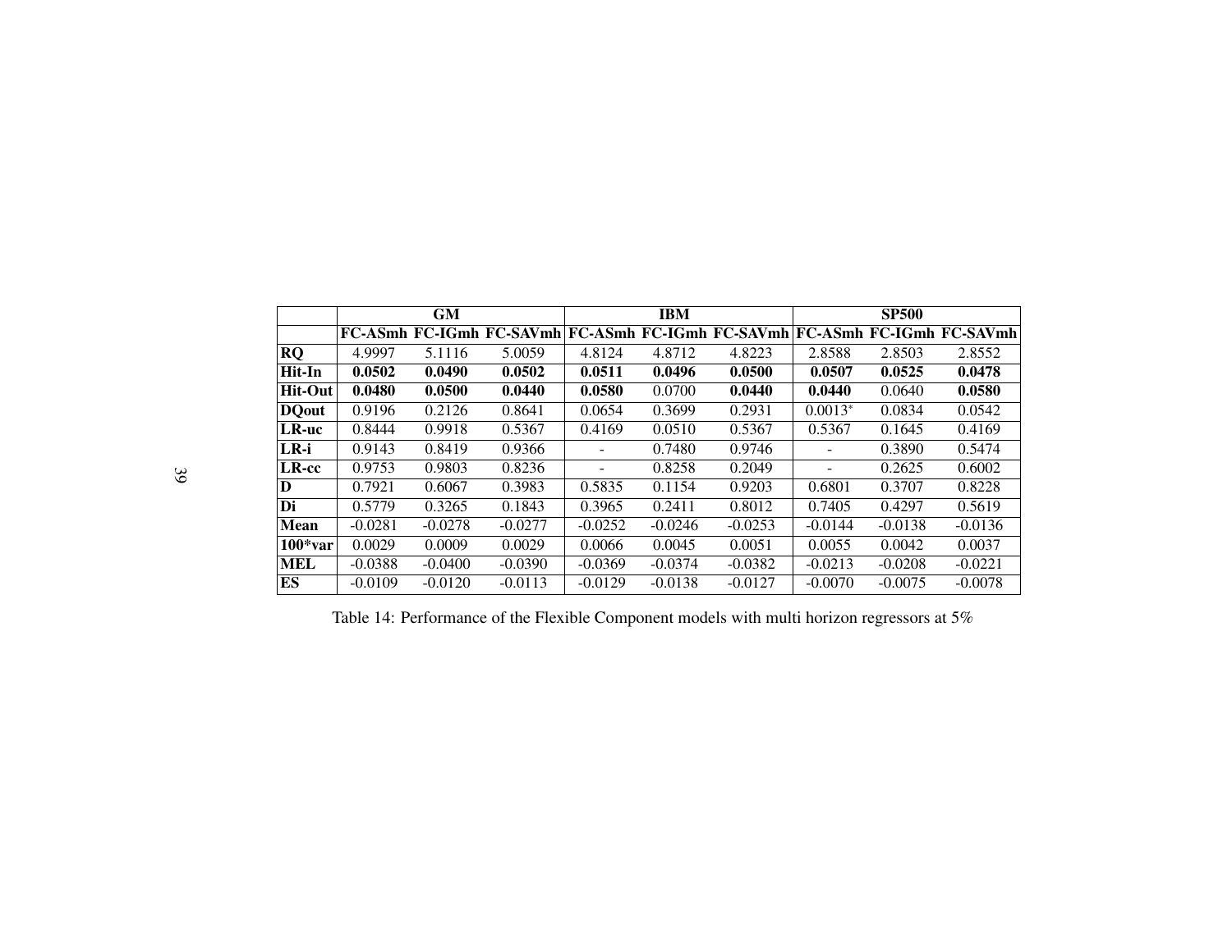| | GM | | | IBM | | | SP500 | | |
|---|---|---|---|---|---|---|---|---|---|
| | **FC-ASmh** | **FC-IGmh** | **FC-SAVmh** | **FC-ASmh** | **FC-IGmh** | **FC-SAVmh** | **FC-ASmh** | **FC-IGmh** | **FC-SAVmh** |
| **RQ** | 4.9997 | 5.1116 | 5.0059 | 4.8124 | 4.8712 | 4.8223 | 2.8588 | 2.8503 | 2.8552 |
| **Hit-In** | **0.0502** | **0.0490** | **0.0502** | **0.0511** | **0.0496** | **0.0500** | **0.0507** | **0.0525** | **0.0478** |
| **Hit-Out** | **0.0480** | **0.0500** | **0.0440** | **0.0580** | 0.0700 | **0.0440** | **0.0440** | 0.0640 | **0.0580** |
| **DQout** | 0.9196 | 0.2126 | 0.8641 | 0.0654 | 0.3699 | 0.2931 | 0.0013* | 0.0834 | 0.0542 |
| **LR-uc** | 0.8444 | 0.9918 | 0.5367 | 0.4169 | 0.0510 | 0.5367 | 0.5367 | 0.1645 | 0.4169 |
| **LR-i** | 0.9143 | 0.8419 | 0.9366 | - | 0.7480 | 0.9746 | - | 0.3890 | 0.5474 |
| **LR-cc** | 0.9753 | 0.9803 | 0.8236 | - | 0.8258 | 0.2049 | - | 0.2625 | 0.6002 |
| **D** | 0.7921 | 0.6067 | 0.3983 | 0.5835 | 0.1154 | 0.9203 | 0.6801 | 0.3707 | 0.8228 |
| **Di** | 0.5779 | 0.3265 | 0.1843 | 0.3965 | 0.2411 | 0.8012 | 0.7405 | 0.4297 | 0.5619 |
| **Mean** | -0.0281 | -0.0278 | -0.0277 | -0.0252 | -0.0246 | -0.0253 | -0.0144 | -0.0138 | -0.0136 |
| **100*var** | 0.0029 | 0.0009 | 0.0029 | 0.0066 | 0.0045 | 0.0051 | 0.0055 | 0.0042 | 0.0037 |
| **MEL** | -0.0388 | -0.0400 | -0.0390 | -0.0369 | -0.0374 | -0.0382 | -0.0213 | -0.0208 | -0.0221 |
| **ES** | -0.0109 | -0.0120 | -0.0113 | -0.0129 | -0.0138 | -0.0127 | -0.0070 | -0.0075 | -0.0078 |

Table 14: Performance of the Flexible Component models with multi horizon regressors at 5%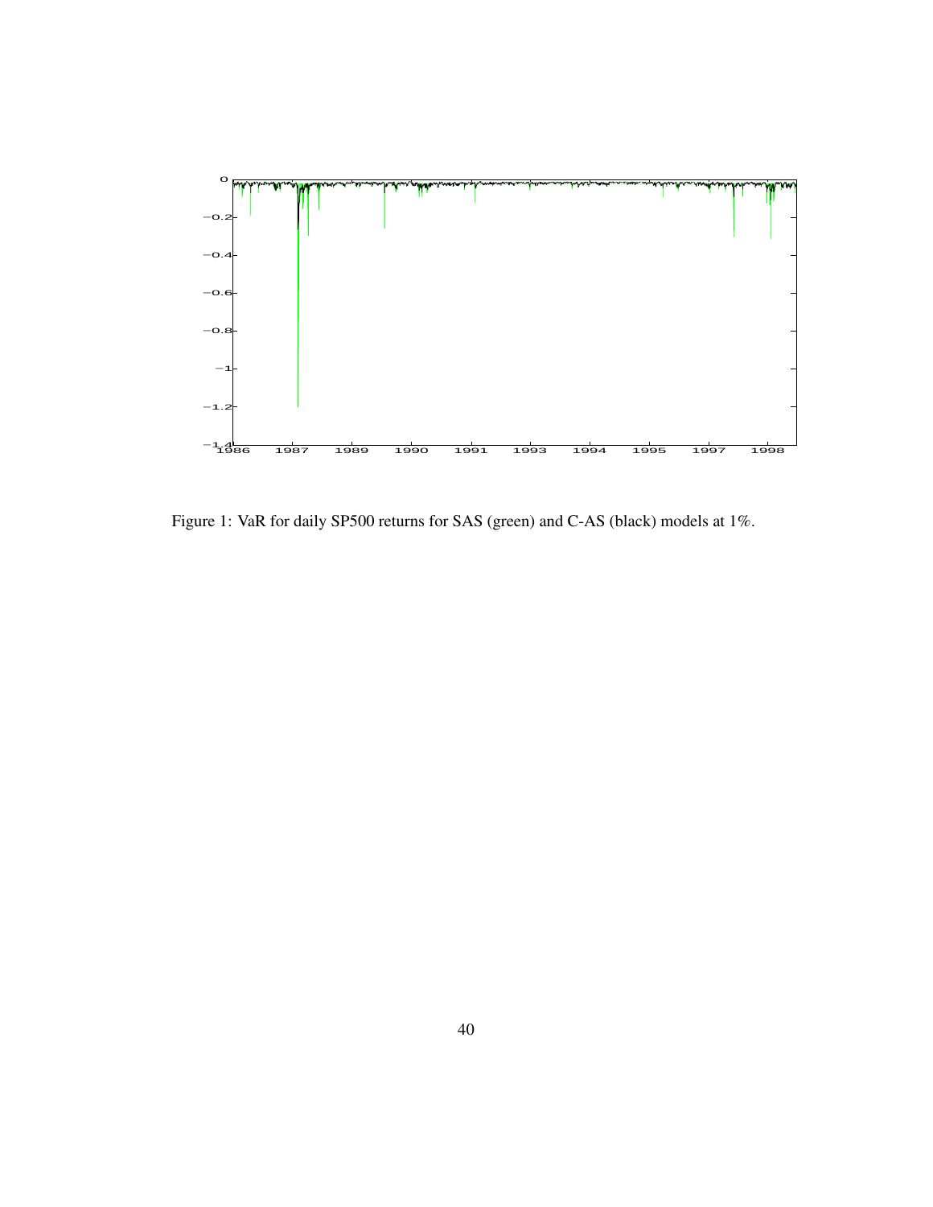0
−0.2
−0.4
−0.6
−0.8
−1
−1.2
−1.4
1986 1987 1989 1990 1991 1993 1994 1995 1997 1998

Figure 1: VaR for daily SP500 returns for SAS (green) and C-AS (black) models at 1%.